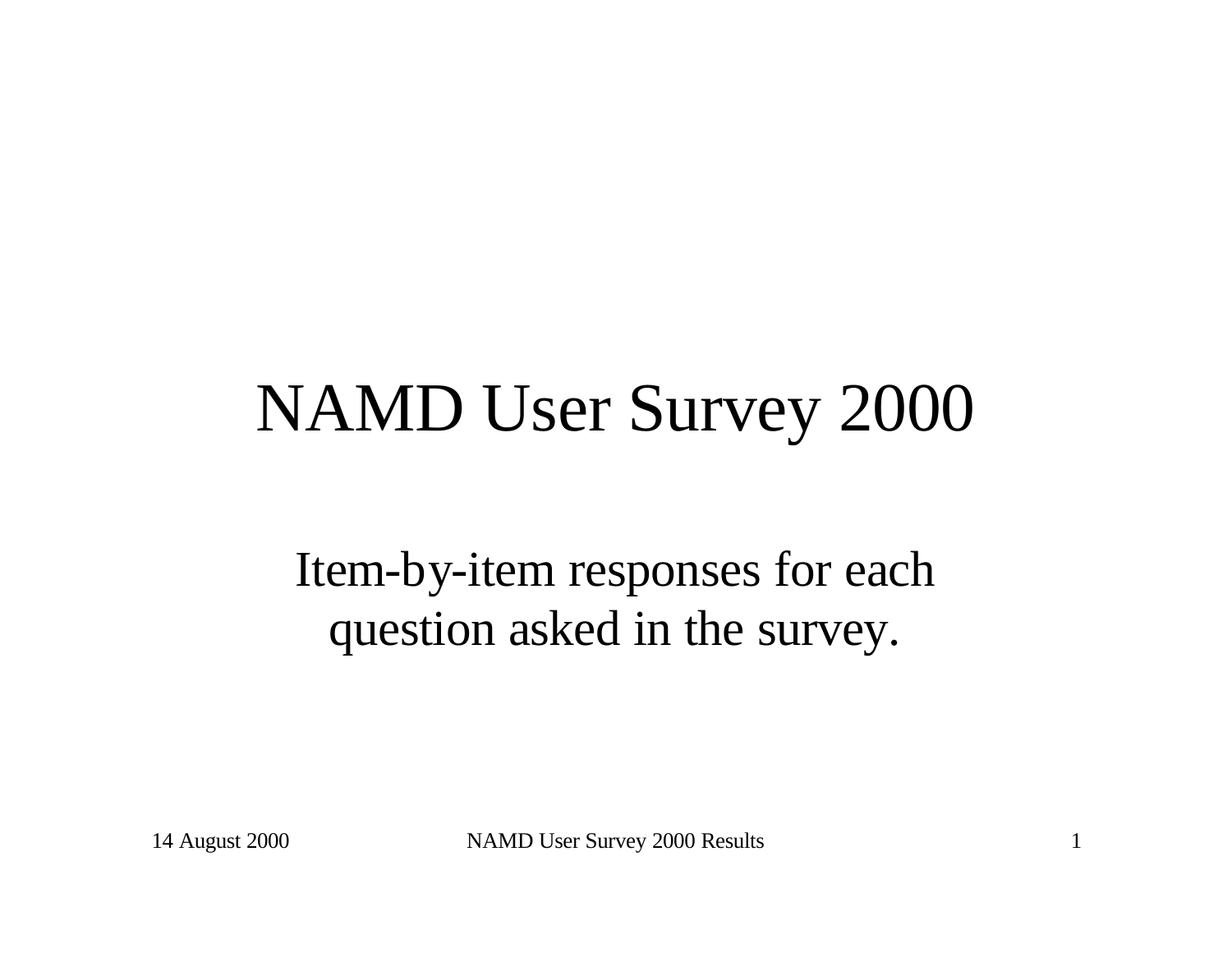# NAMD User Survey 2000

Item-by-item responses for each question asked in the survey.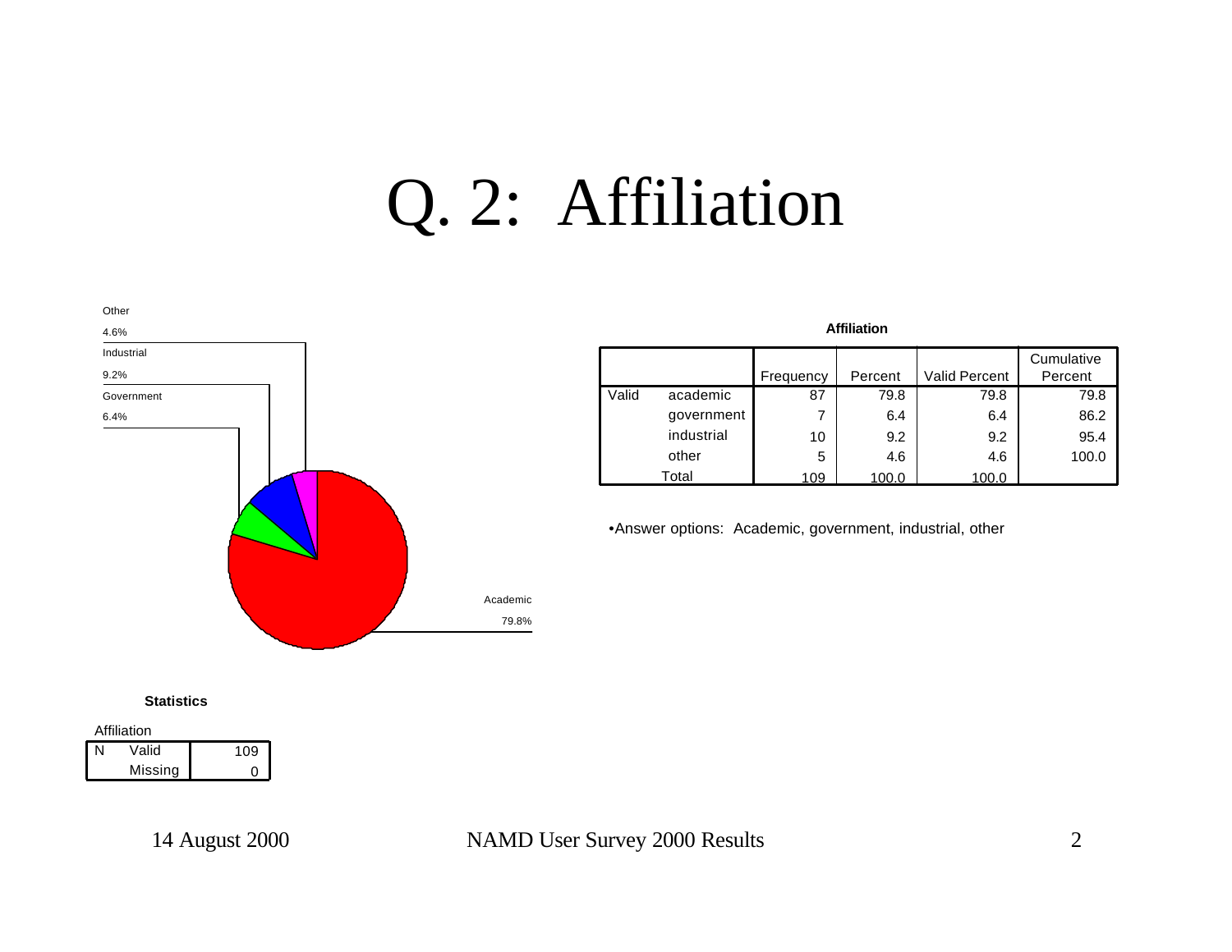# Q. 2: Affiliation

Other
4.6%
Industrial
9.2%
Government
6.4%
Academic
79.8%

**Affiliation**

| | | Frequency | Percent | Valid Percent | Cumulative Percent |
|---|---|---|---|---|---|
| Valid | academic | 87 | 79.8 | 79.8 | 79.8 |
| | government | 7 | 6.4 | 6.4 | 86.2 |
| | industrial | 10 | 9.2 | 9.2 | 95.4 |
| | other | 5 | 4.6 | 4.6 | 100.0 |
| | Total | 109 | 100.0 | 100.0 | |

- Answer options: Academic, government, industrial, other

**Statistics**

Affiliation

| | | |
|---|---|---|
| N | Valid | 109 |
| | Missing | 0 |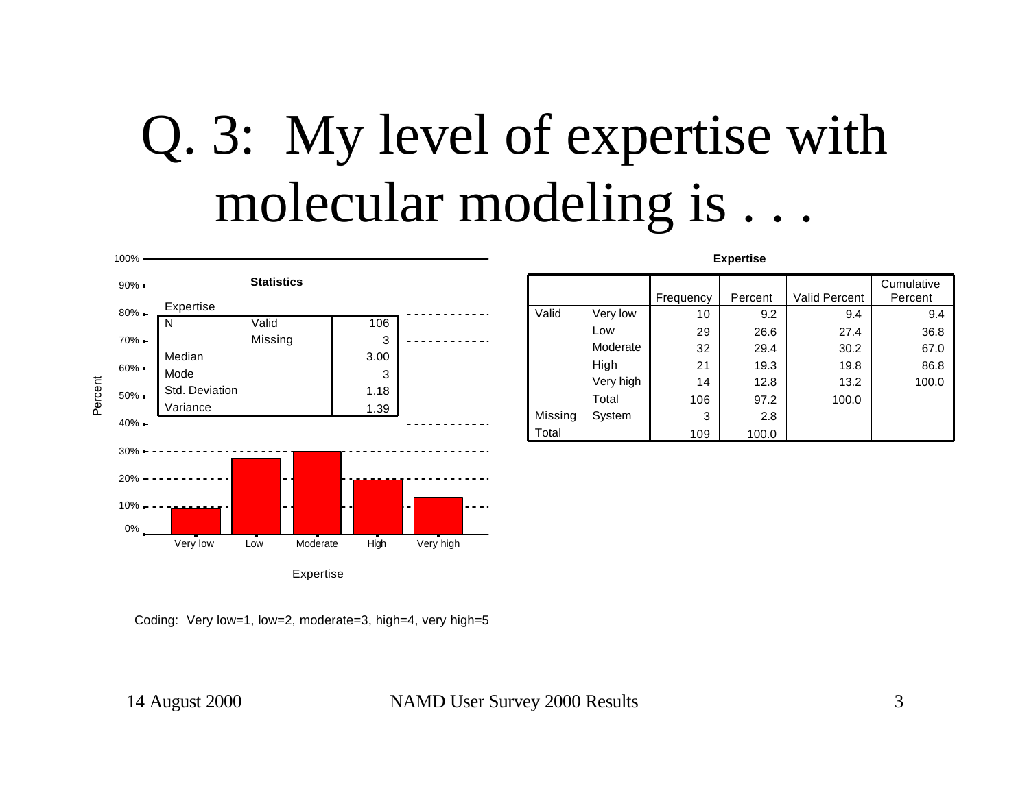# Q. 3: My level of expertise with molecular modeling is . . .

**Statistics**

Expertise

| | | |
|---|---|---|
| N | Valid | 106 |
| | Missing | 3 |
| Median | | 3.00 |
| Mode | | 3 |
| Std. Deviation | | 1.18 |
| Variance | | 1.39 |

**Expertise**

| | | Frequency | Percent | Valid Percent | Cumulative Percent |
|---|---|---|---|---|---|
| Valid | Very low | 10 | 9.2 | 9.4 | 9.4 |
| | Low | 29 | 26.6 | 27.4 | 36.8 |
| | Moderate | 32 | 29.4 | 30.2 | 67.0 |
| | High | 21 | 19.3 | 19.8 | 86.8 |
| | Very high | 14 | 12.8 | 13.2 | 100.0 |
| | Total | 106 | 97.2 | 100.0 | |
| Missing | System | 3 | 2.8 | | |
| Total | | 109 | 100.0 | | |

Coding: Very low=1, low=2, moderate=3, high=4, very high=5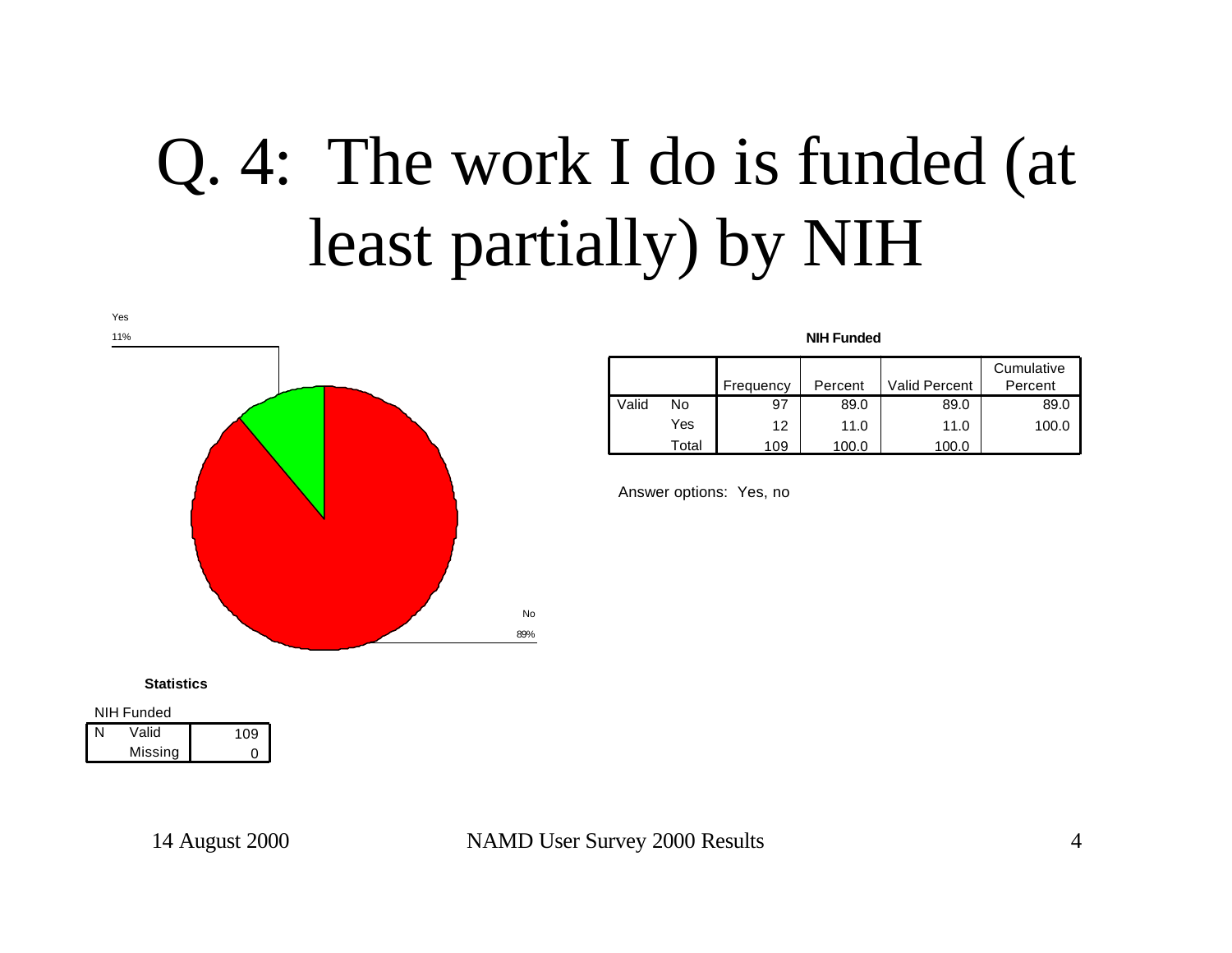# Q. 4: The work I do is funded (at least partially) by NIH

Yes
11%

No
89%

**NIH Funded**

| | | Frequency | Percent | Valid Percent | Cumulative Percent |
|---|---|---|---|---|---|
| Valid | No | 97 | 89.0 | 89.0 | 89.0 |
| | Yes | 12 | 11.0 | 11.0 | 100.0 |
| | Total | 109 | 100.0 | 100.0 | |

Answer options: Yes, no

**Statistics**

NIH Funded

| | | |
|---|---|---|
| N | Valid | 109 |
| | Missing | 0 |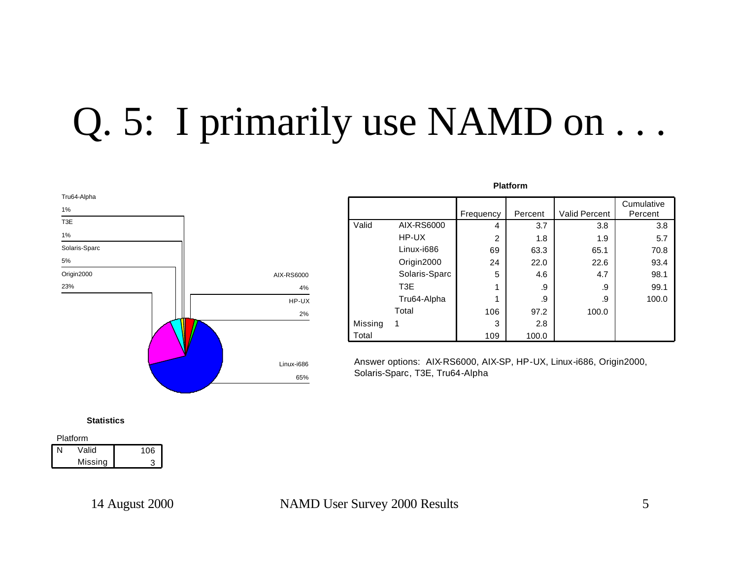# Q. 5: I primarily use NAMD on . . .

Tru64-Alpha 1%
T3E 1%
Solaris-Sparc 5%
Origin2000 23%
AIX-RS6000 4%
HP-UX 2%
Linux-i686 65%

**Platform**

| | | Frequency | Percent | Valid Percent | Cumulative Percent |
|---|---|---|---|---|---|
| Valid | AIX-RS6000 | 4 | 3.7 | 3.8 | 3.8 |
| | HP-UX | 2 | 1.8 | 1.9 | 5.7 |
| | Linux-i686 | 69 | 63.3 | 65.1 | 70.8 |
| | Origin2000 | 24 | 22.0 | 22.6 | 93.4 |
| | Solaris-Sparc | 5 | 4.6 | 4.7 | 98.1 |
| | T3E | 1 | .9 | .9 | 99.1 |
| | Tru64-Alpha | 1 | .9 | .9 | 100.0 |
| | Total | 106 | 97.2 | 100.0 | |
| Missing | 1 | 3 | 2.8 | | |
| Total | | 109 | 100.0 | | |

Answer options: AIX-RS6000, AIX-SP, HP-UX, Linux-i686, Origin2000, Solaris-Sparc, T3E, Tru64-Alpha

**Statistics**

Platform

| | | |
|---|---|---|
| N | Valid | 106 |
| | Missing | 3 |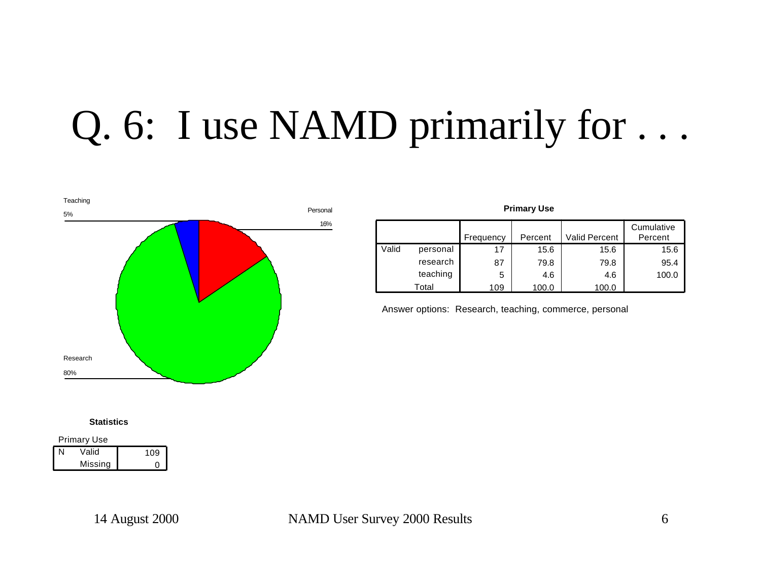# Q. 6: I use NAMD primarily for . . .

Teaching 5%

Personal 16%

Research 80%

**Primary Use**

| | | Frequency | Percent | Valid Percent | Cumulative Percent |
|---|---|---|---|---|---|
| Valid | personal | 17 | 15.6 | 15.6 | 15.6 |
| | research | 87 | 79.8 | 79.8 | 95.4 |
| | teaching | 5 | 4.6 | 4.6 | 100.0 |
| | Total | 109 | 100.0 | 100.0 | |

Answer options: Research, teaching, commerce, personal

**Statistics**

Primary Use

| | | |
|---|---|---|
| N | Valid | 109 |
| | Missing | 0 |

14 August 2000 NAMD User Survey 2000 Results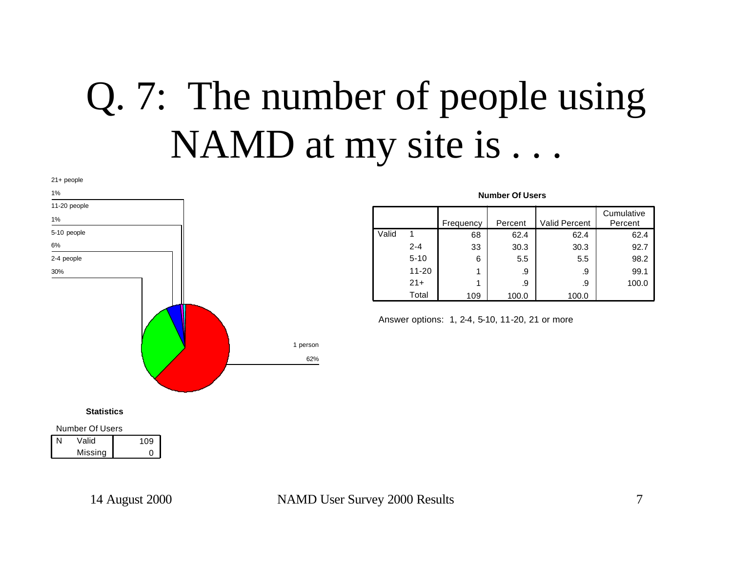# Q. 7: The number of people using NAMD at my site is . . .

21+ people
1%

11-20 people
1%

5-10 people
6%

2-4 people
30%

1 person
62%

**Number Of Users**

| | | Frequency | Percent | Valid Percent | Cumulative Percent |
|---|---|---|---|---|---|
| Valid | 1 | 68 | 62.4 | 62.4 | 62.4 |
| | 2-4 | 33 | 30.3 | 30.3 | 92.7 |
| | 5-10 | 6 | 5.5 | 5.5 | 98.2 |
| | 11-20 | 1 | .9 | .9 | 99.1 |
| | 21+ | 1 | .9 | .9 | 100.0 |
| | Total | 109 | 100.0 | 100.0 | |

Answer options: 1, 2-4, 5-10, 11-20, 21 or more

**Statistics**

Number Of Users

| | | |
|---|---|---|
| N | Valid | 109 |
| | Missing | 0 |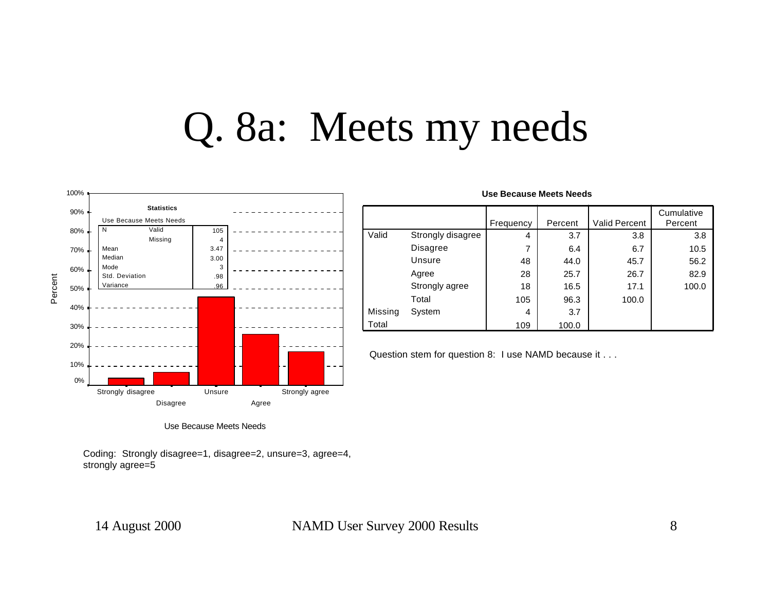# Q. 8a: Meets my needs

**Statistics**

Use Because Meets Needs

| | | |
|---|---|---|
| N | Valid | 105 |
| | Missing | 4 |
| Mean | | 3.47 |
| Median | | 3.00 |
| Mode | | 3 |
| Std. Deviation | | .98 |
| Variance | | .96 |

Percent

Use Because Meets Needs

Coding: Strongly disagree=1, disagree=2, unsure=3, agree=4, strongly agree=5

**Use Because Meets Needs**

| | | Frequency | Percent | Valid Percent | Cumulative Percent |
|---|---|---|---|---|---|
| Valid | Strongly disagree | 4 | 3.7 | 3.8 | 3.8 |
| | Disagree | 7 | 6.4 | 6.7 | 10.5 |
| | Unsure | 48 | 44.0 | 45.7 | 56.2 |
| | Agree | 28 | 25.7 | 26.7 | 82.9 |
| | Strongly agree | 18 | 16.5 | 17.1 | 100.0 |
| | Total | 105 | 96.3 | 100.0 | |
| Missing | System | 4 | 3.7 | | |
| Total | | 109 | 100.0 | | |

Question stem for question 8: I use NAMD because it . . .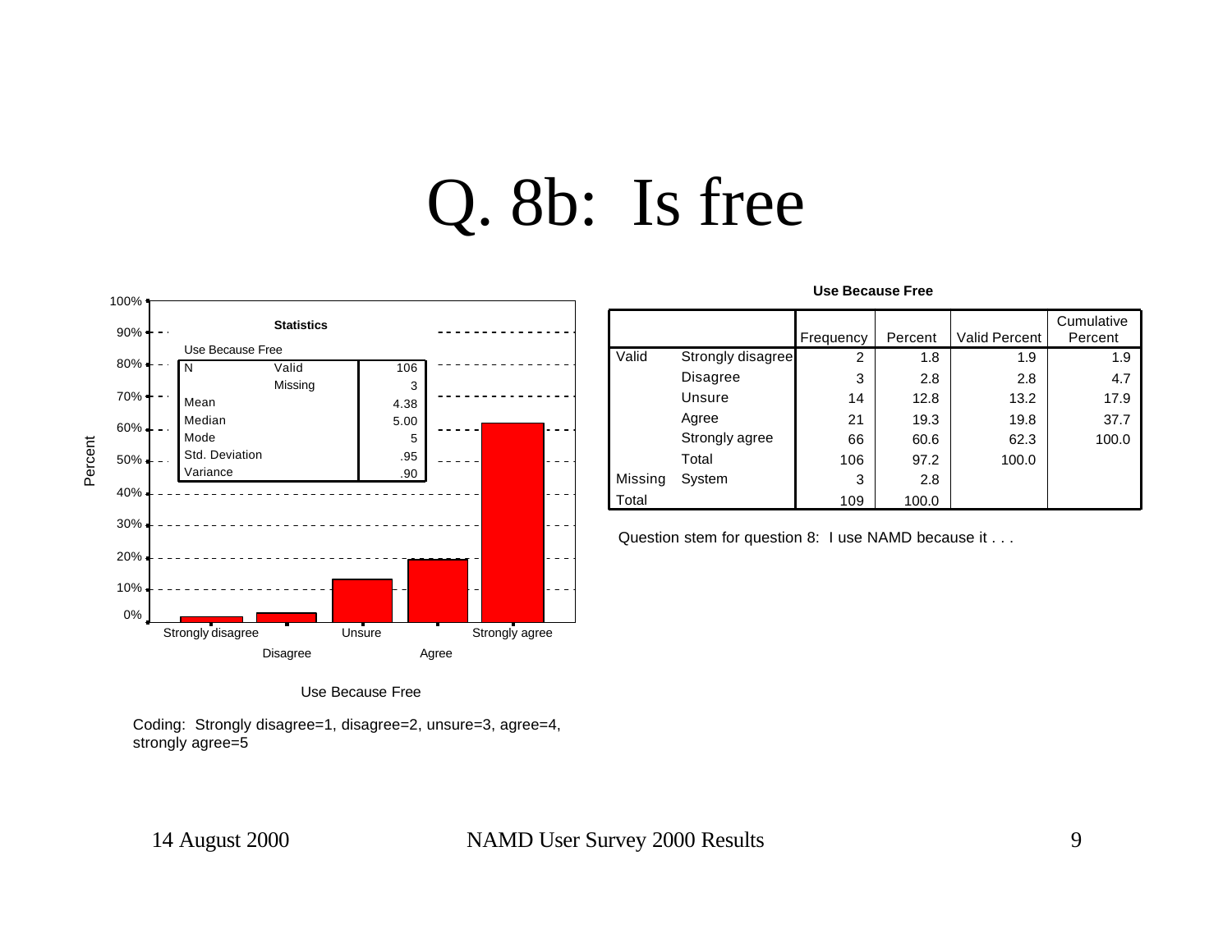# Q. 8b: Is free

**Statistics**

Use Because Free

| | | |
|---|---|---|
| N | Valid | 106 |
| | Missing | 3 |
| Mean | | 4.38 |
| Median | | 5.00 |
| Mode | | 5 |
| Std. Deviation | | .95 |
| Variance | | .90 |

Use Because Free

Coding: Strongly disagree=1, disagree=2, unsure=3, agree=4, strongly agree=5

**Use Because Free**

| | | Frequency | Percent | Valid Percent | Cumulative Percent |
|---|---|---|---|---|---|
| Valid | Strongly disagree | 2 | 1.8 | 1.9 | 1.9 |
| | Disagree | 3 | 2.8 | 2.8 | 4.7 |
| | Unsure | 14 | 12.8 | 13.2 | 17.9 |
| | Agree | 21 | 19.3 | 19.8 | 37.7 |
| | Strongly agree | 66 | 60.6 | 62.3 | 100.0 |
| | Total | 106 | 97.2 | 100.0 | |
| Missing | System | 3 | 2.8 | | |
| Total | | 109 | 100.0 | | |

Question stem for question 8: I use NAMD because it . . .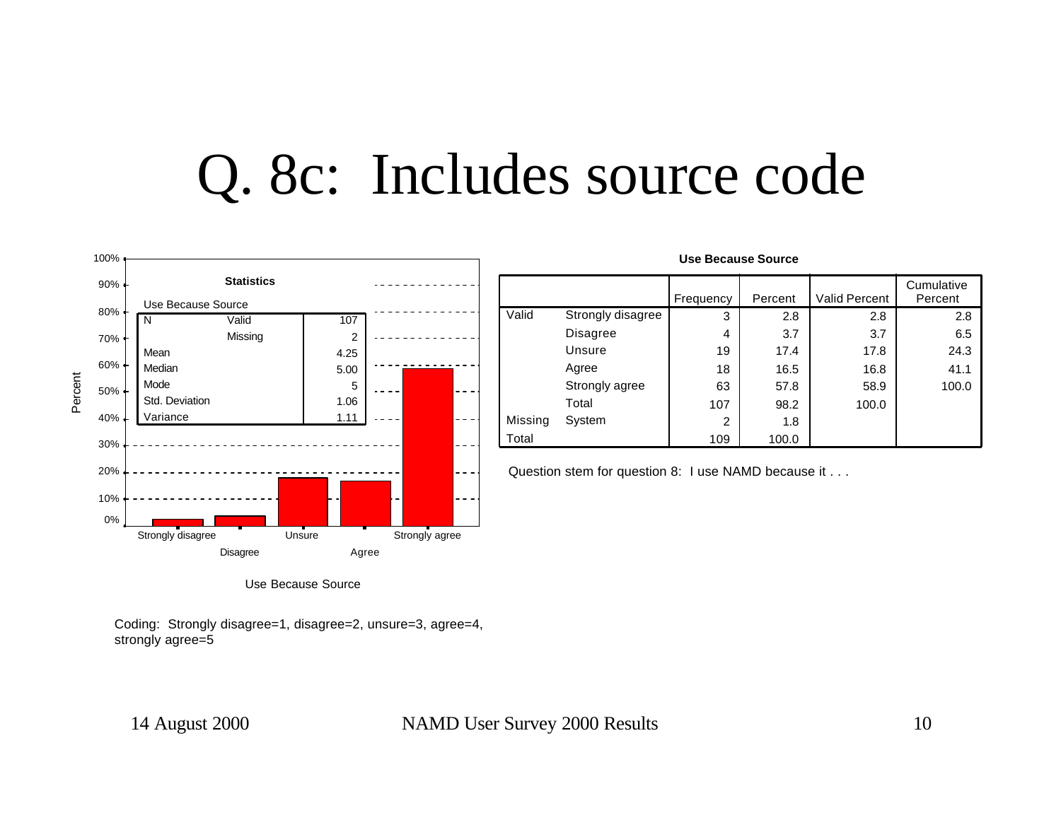# Q. 8c: Includes source code

**Statistics**

Use Because Source

| | | |
|---|---|---|
| N | Valid | 107 |
| | Missing | 2 |
| Mean | | 4.25 |
| Median | | 5.00 |
| Mode | | 5 |
| Std. Deviation | | 1.06 |
| Variance | | 1.11 |

Use Because Source

Coding: Strongly disagree=1, disagree=2, unsure=3, agree=4, strongly agree=5

**Use Because Source**

| | | Frequency | Percent | Valid Percent | Cumulative Percent |
|---|---|---|---|---|---|
| Valid | Strongly disagree | 3 | 2.8 | 2.8 | 2.8 |
| | Disagree | 4 | 3.7 | 3.7 | 6.5 |
| | Unsure | 19 | 17.4 | 17.8 | 24.3 |
| | Agree | 18 | 16.5 | 16.8 | 41.1 |
| | Strongly agree | 63 | 57.8 | 58.9 | 100.0 |
| | Total | 107 | 98.2 | 100.0 | |
| Missing | System | 2 | 1.8 | | |
| Total | | 109 | 100.0 | | |

Question stem for question 8: I use NAMD because it . . .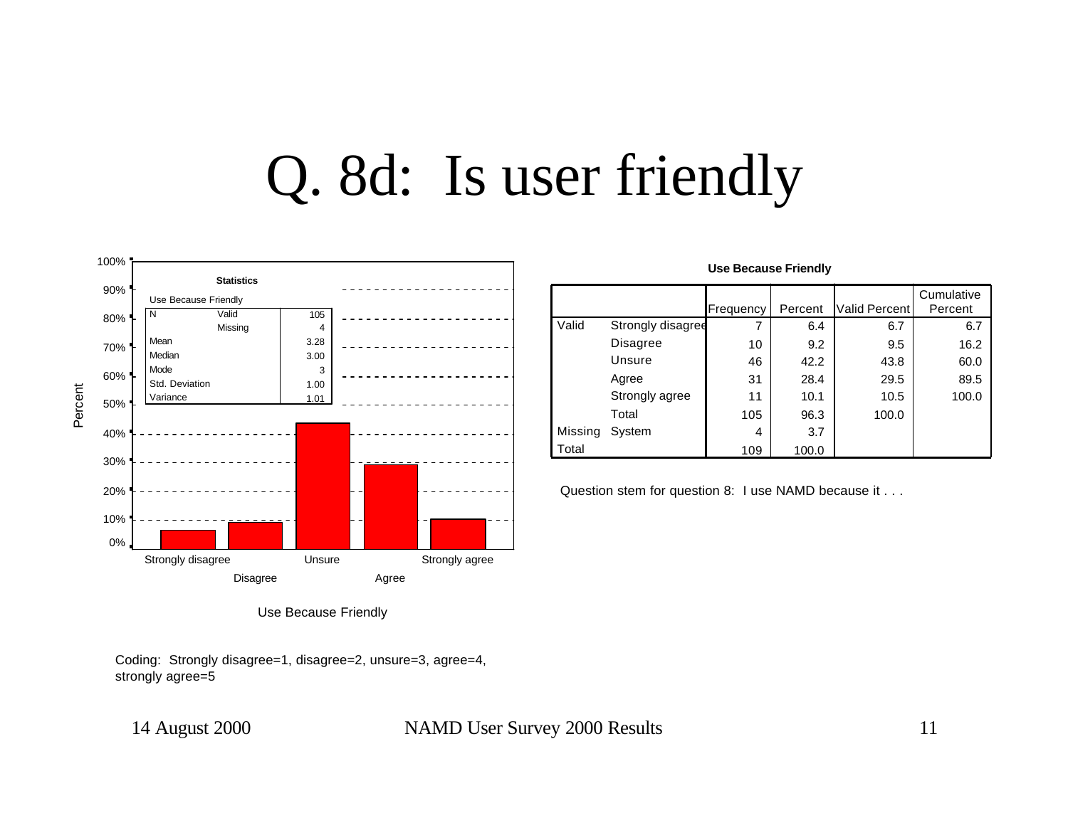# Q. 8d: Is user friendly

**Statistics**

Use Because Friendly

| | | |
|---|---|---|
| N | Valid | 105 |
| | Missing | 4 |
| Mean | | 3.28 |
| Median | | 3.00 |
| Mode | | 3 |
| Std. Deviation | | 1.00 |
| Variance | | 1.01 |

**Use Because Friendly**

| | | Frequency | Percent | Valid Percent | Cumulative Percent |
|---|---|---|---|---|---|
| Valid | Strongly disagree | 7 | 6.4 | 6.7 | 6.7 |
| | Disagree | 10 | 9.2 | 9.5 | 16.2 |
| | Unsure | 46 | 42.2 | 43.8 | 60.0 |
| | Agree | 31 | 28.4 | 29.5 | 89.5 |
| | Strongly agree | 11 | 10.1 | 10.5 | 100.0 |
| | Total | 105 | 96.3 | 100.0 | |
| Missing | System | 4 | 3.7 | | |
| Total | | 109 | 100.0 | | |

Question stem for question 8: I use NAMD because it . . .

Coding: Strongly disagree=1, disagree=2, unsure=3, agree=4, strongly agree=5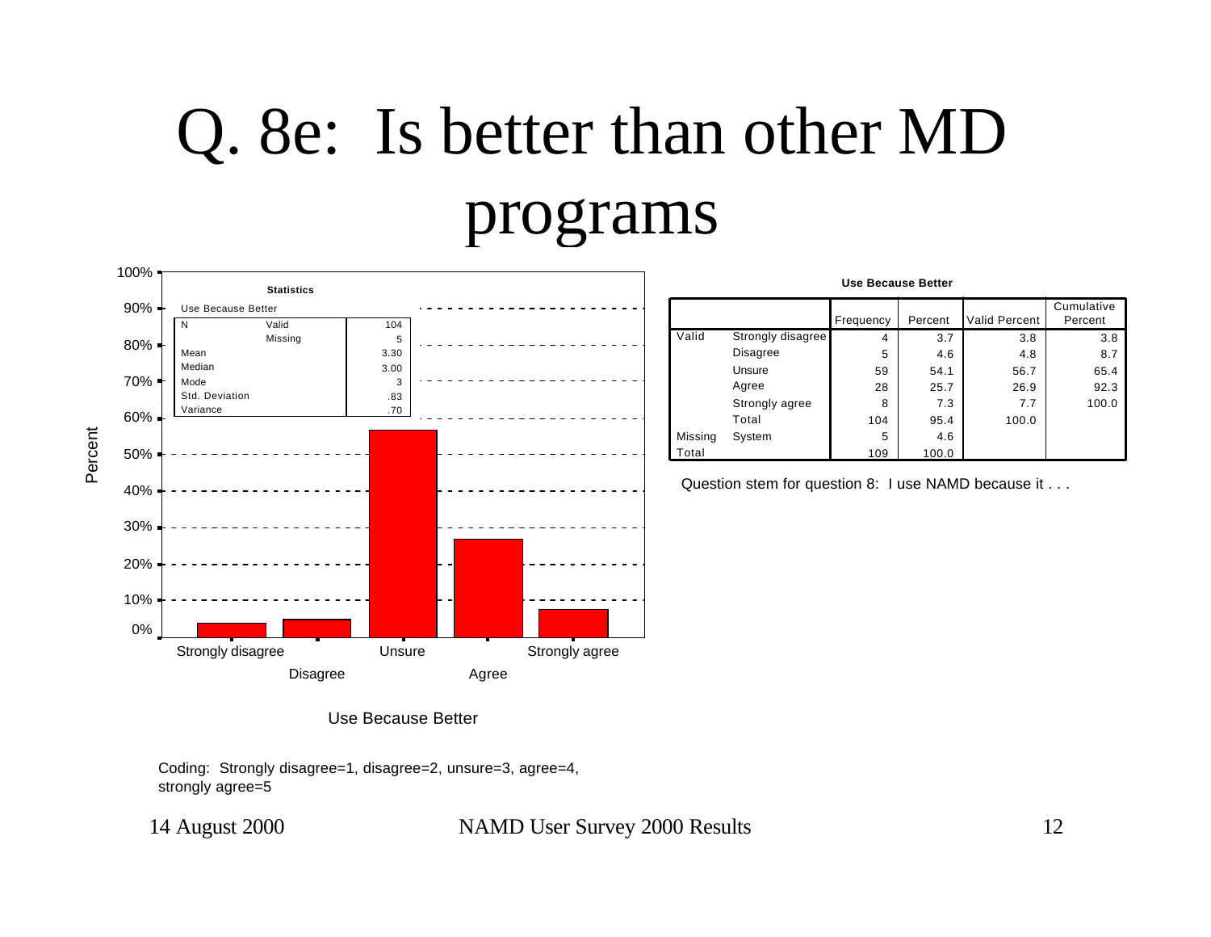# Q. 8e: Is better than other MD programs

**Statistics**

Use Because Better

| | | |
|---|---|---|
| N | Valid | 104 |
| | Missing | 5 |
| Mean | | 3.30 |
| Median | | 3.00 |
| Mode | | 3 |
| Std. Deviation | | .83 |
| Variance | | .70 |

Percent

Strongly disagree, Disagree, Unsure, Agree, Strongly agree

Use Because Better

**Use Because Better**

| | | Frequency | Percent | Valid Percent | Cumulative Percent |
|---|---|---|---|---|---|
| Valid | Strongly disagree | 4 | 3.7 | 3.8 | 3.8 |
| | Disagree | 5 | 4.6 | 4.8 | 8.7 |
| | Unsure | 59 | 54.1 | 56.7 | 65.4 |
| | Agree | 28 | 25.7 | 26.9 | 92.3 |
| | Strongly agree | 8 | 7.3 | 7.7 | 100.0 |
| | Total | 104 | 95.4 | 100.0 | |
| Missing | System | 5 | 4.6 | | |
| Total | | 109 | 100.0 | | |

Question stem for question 8: I use NAMD because it . . .

Coding: Strongly disagree=1, disagree=2, unsure=3, agree=4, strongly agree=5

14 August 2000 NAMD User Survey 2000 Results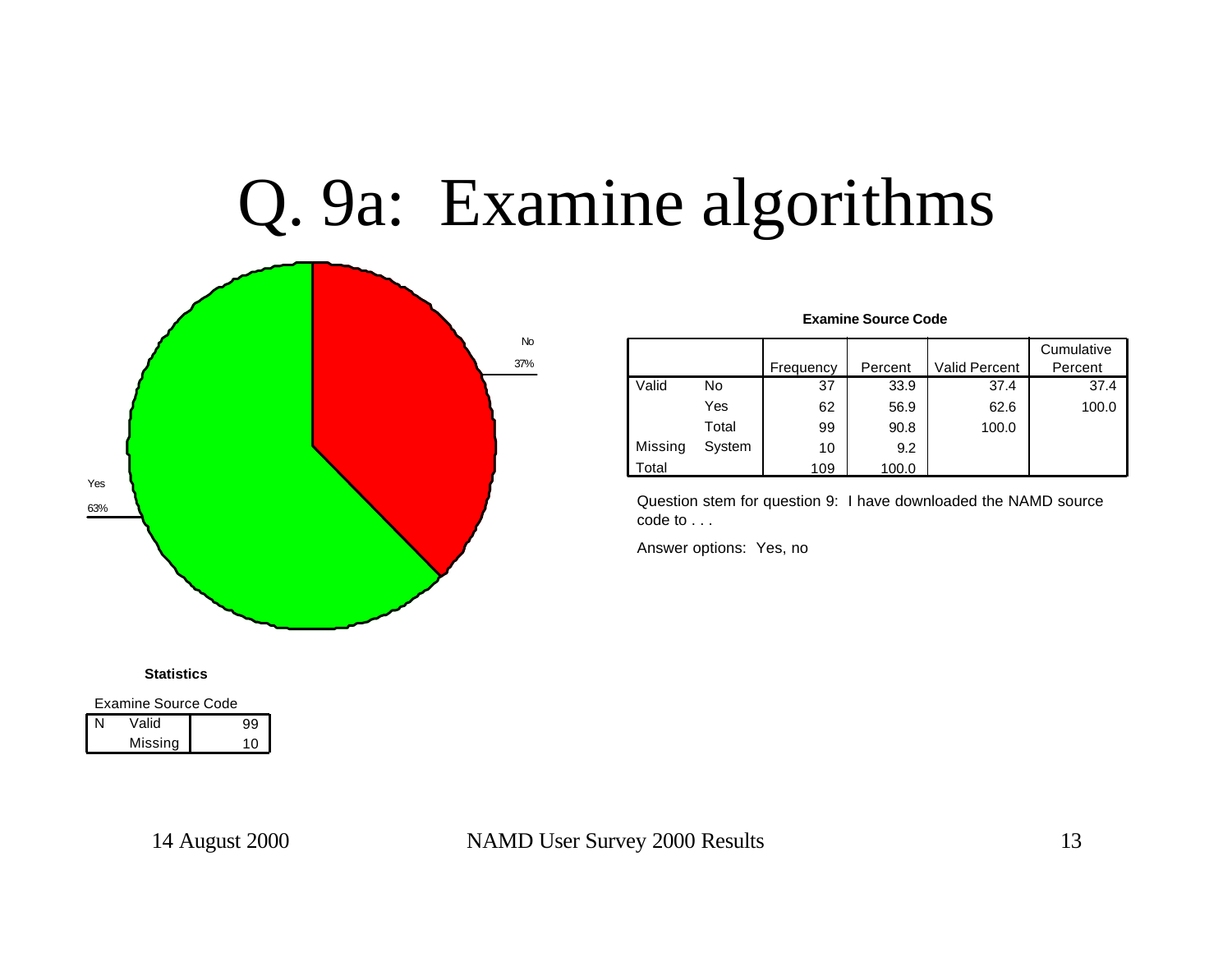# Q. 9a: Examine algorithms

No

37%

Yes

63%

**Examine Source Code**

| | | Frequency | Percent | Valid Percent | Cumulative Percent |
|---|---|---|---|---|---|
| Valid | No | 37 | 33.9 | 37.4 | 37.4 |
| | Yes | 62 | 56.9 | 62.6 | 100.0 |
| | Total | 99 | 90.8 | 100.0 | |
| Missing | System | 10 | 9.2 | | |
| Total | | 109 | 100.0 | | |

Question stem for question 9: I have downloaded the NAMD source code to . . .

Answer options: Yes, no

**Statistics**

Examine Source Code

| | | |
|---|---|---|
| N | Valid | 99 |
| | Missing | 10 |

14 August 2000 NAMD User Survey 2000 Results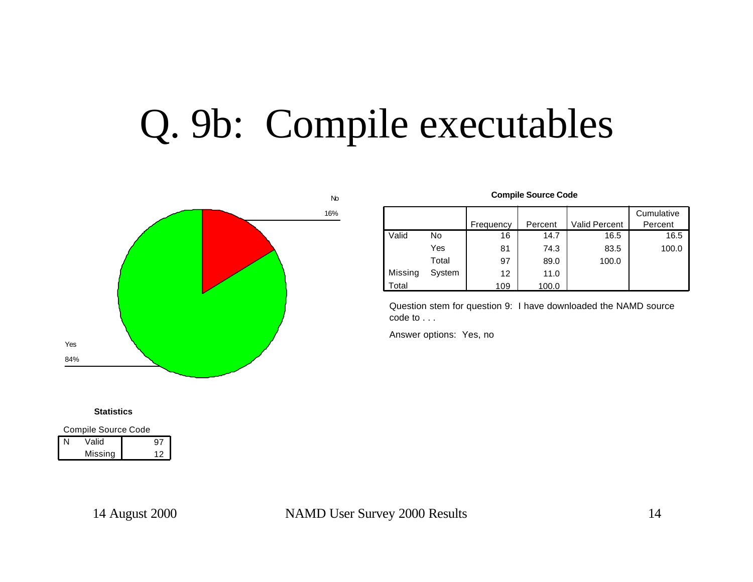# Q. 9b: Compile executables

No 16%

Yes 84%

**Compile Source Code**

| | | Frequency | Percent | Valid Percent | Cumulative Percent |
|---|---|---|---|---|---|
| Valid | No | 16 | 14.7 | 16.5 | 16.5 |
| | Yes | 81 | 74.3 | 83.5 | 100.0 |
| | Total | 97 | 89.0 | 100.0 | |
| Missing | System | 12 | 11.0 | | |
| Total | | 109 | 100.0 | | |

Question stem for question 9: I have downloaded the NAMD source code to . . .

Answer options: Yes, no

**Statistics**

Compile Source Code

| | | |
|---|---|---|
| N | Valid | 97 |
| | Missing | 12 |

14 August 2000 NAMD User Survey 2000 Results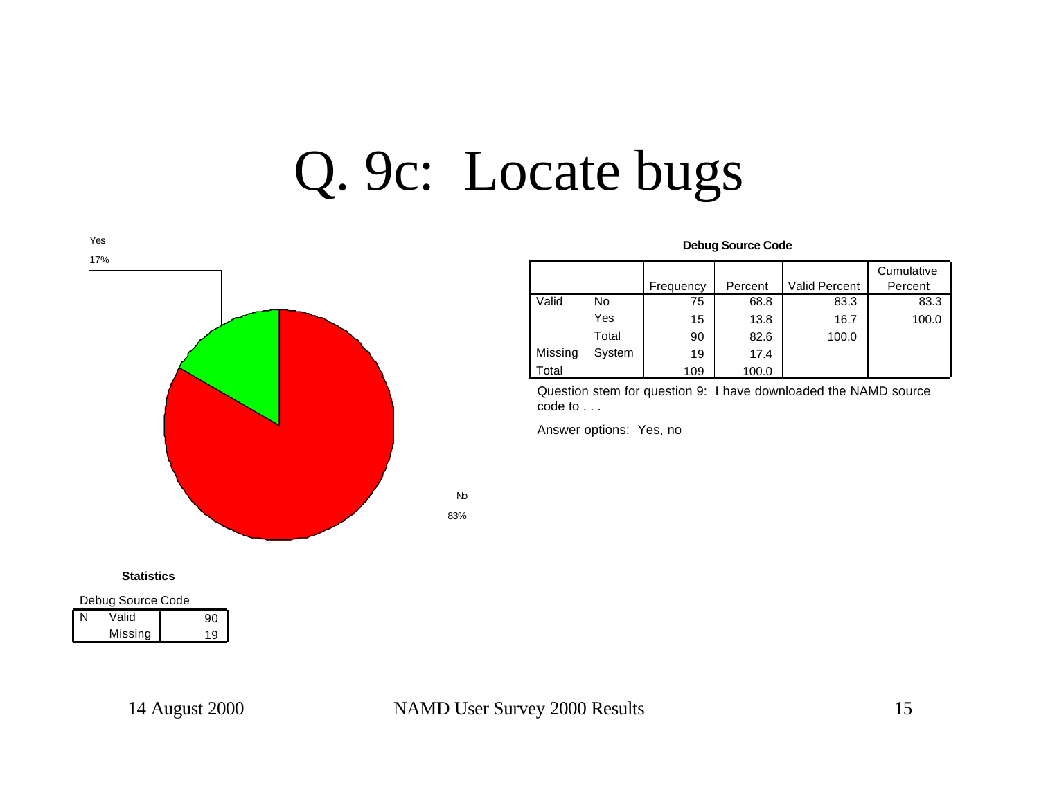# Q. 9c: Locate bugs

Yes
17%

No
83%

**Debug Source Code**

| | | Frequency | Percent | Valid Percent | Cumulative Percent |
|---|---|---|---|---|---|
| Valid | No | 75 | 68.8 | 83.3 | 83.3 |
| | Yes | 15 | 13.8 | 16.7 | 100.0 |
| | Total | 90 | 82.6 | 100.0 | |
| Missing | System | 19 | 17.4 | | |
| Total | | 109 | 100.0 | | |

Question stem for question 9: I have downloaded the NAMD source code to . . .

Answer options: Yes, no

**Statistics**

Debug Source Code

| | | |
|---|---|---|
| N | Valid | 90 |
| | Missing | 19 |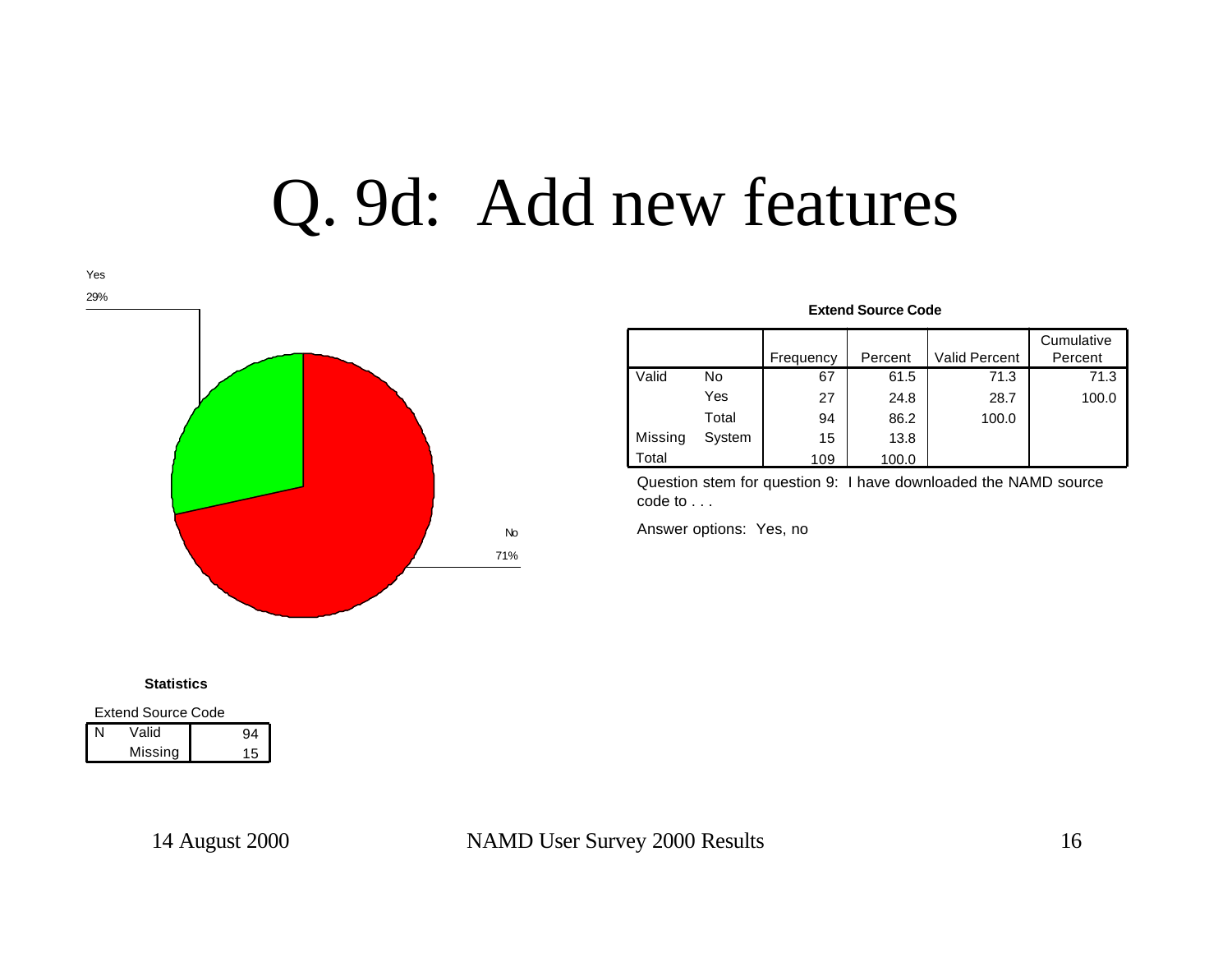# Q. 9d: Add new features

Yes
29%

No
71%

**Extend Source Code**

| | | Frequency | Percent | Valid Percent | Cumulative Percent |
|---|---|---|---|---|---|
| Valid | No | 67 | 61.5 | 71.3 | 71.3 |
| | Yes | 27 | 24.8 | 28.7 | 100.0 |
| | Total | 94 | 86.2 | 100.0 | |
| Missing | System | 15 | 13.8 | | |
| Total | | 109 | 100.0 | | |

Question stem for question 9: I have downloaded the NAMD source code to . . .

Answer options: Yes, no

**Statistics**

Extend Source Code

| | | |
|---|---|---|
| N | Valid | 94 |
| | Missing | 15 |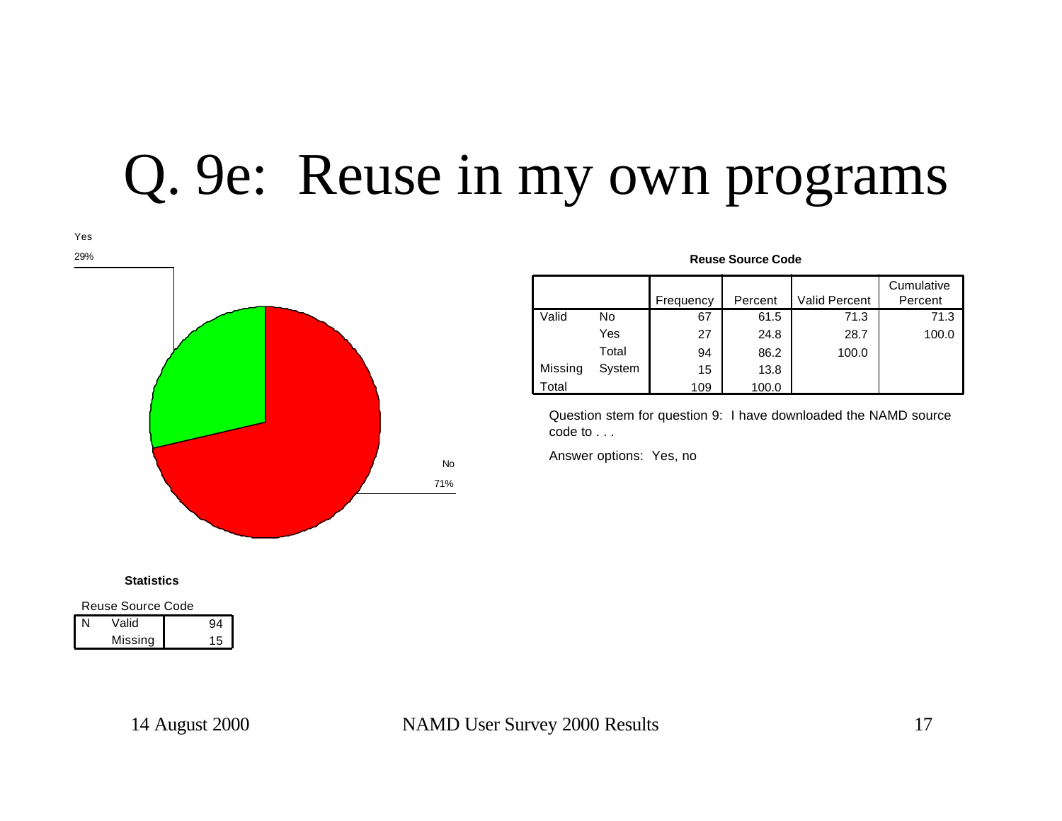# Q. 9e: Reuse in my own programs

Yes

29%

No

71%

**Statistics**

Reuse Source Code

| | | |
|---|---|---|
| N | Valid | 94 |
| | Missing | 15 |

**Reuse Source Code**

| | | Frequency | Percent | Valid Percent | Cumulative Percent |
|---|---|---|---|---|---|
| Valid | No | 67 | 61.5 | 71.3 | 71.3 |
| | Yes | 27 | 24.8 | 28.7 | 100.0 |
| | Total | 94 | 86.2 | 100.0 | |
| Missing | System | 15 | 13.8 | | |
| Total | | 109 | 100.0 | | |

Question stem for question 9: I have downloaded the NAMD source code to . . .

Answer options: Yes, no

14 August 2000 NAMD User Survey 2000 Results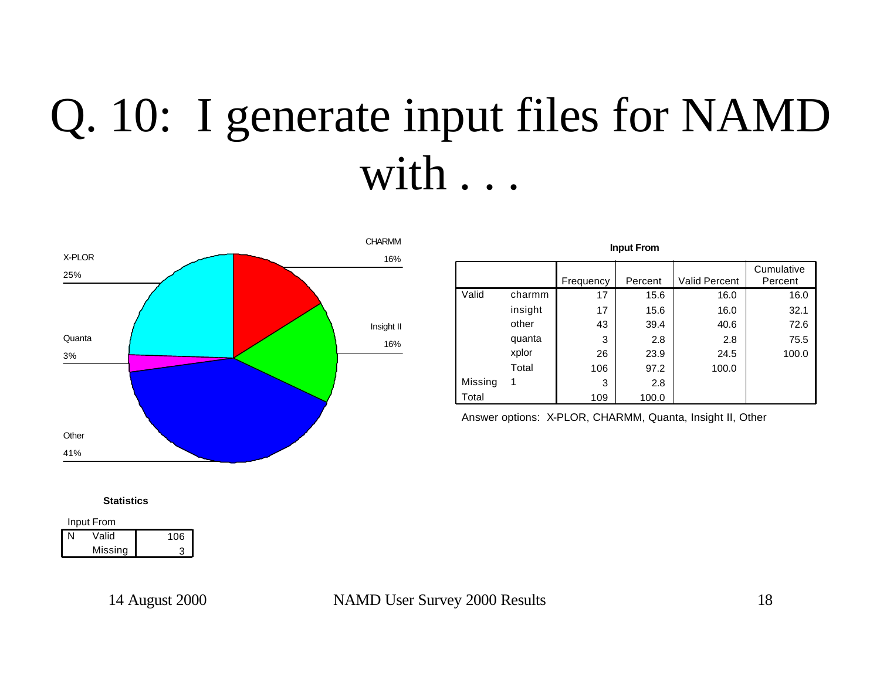# Q. 10: I generate input files for NAMD with . . .

CHARMM 16%

X-PLOR 25%

Insight II 16%

Quanta 3%

Other 41%

**Input From**

| | | Frequency | Percent | Valid Percent | Cumulative Percent |
|---|---|---|---|---|---|
| Valid | charmm | 17 | 15.6 | 16.0 | 16.0 |
| | insight | 17 | 15.6 | 16.0 | 32.1 |
| | other | 43 | 39.4 | 40.6 | 72.6 |
| | quanta | 3 | 2.8 | 2.8 | 75.5 |
| | xplor | 26 | 23.9 | 24.5 | 100.0 |
| | Total | 106 | 97.2 | 100.0 | |
| Missing | 1 | 3 | 2.8 | | |
| Total | | 109 | 100.0 | | |

Answer options: X-PLOR, CHARMM, Quanta, Insight II, Other

**Statistics**

Input From

| | | |
|---|---|---|
| N | Valid | 106 |
| | Missing | 3 |

14 August 2000 NAMD User Survey 2000 Results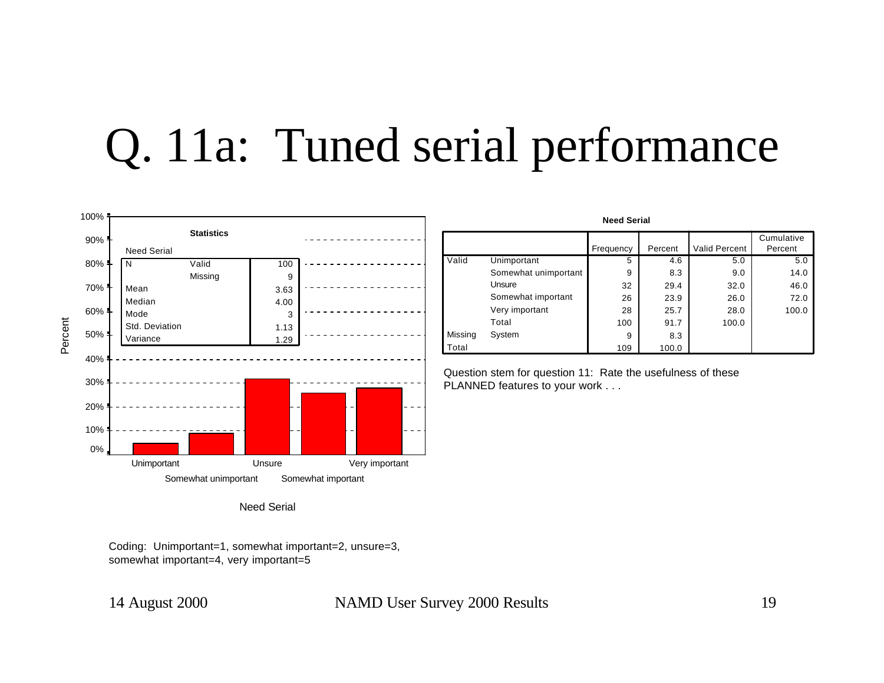# Q. 11a: Tuned serial performance

**Statistics**

Need Serial

| | | |
|---|---|---|
| N | Valid | 100 |
| | Missing | 9 |
| Mean | | 3.63 |
| Median | | 4.00 |
| Mode | | 3 |
| Std. Deviation | | 1.13 |
| Variance | | 1.29 |

**Need Serial**

| | | Frequency | Percent | Valid Percent | Cumulative Percent |
|---|---|---|---|---|---|
| Valid | Unimportant | 5 | 4.6 | 5.0 | 5.0 |
| | Somewhat unimportant | 9 | 8.3 | 9.0 | 14.0 |
| | Unsure | 32 | 29.4 | 32.0 | 46.0 |
| | Somewhat important | 26 | 23.9 | 26.0 | 72.0 |
| | Very important | 28 | 25.7 | 28.0 | 100.0 |
| | Total | 100 | 91.7 | 100.0 | |
| Missing | System | 9 | 8.3 | | |
| Total | | 109 | 100.0 | | |

Question stem for question 11: Rate the usefulness of these PLANNED features to your work . . .

Coding: Unimportant=1, somewhat important=2, unsure=3, somewhat important=4, very important=5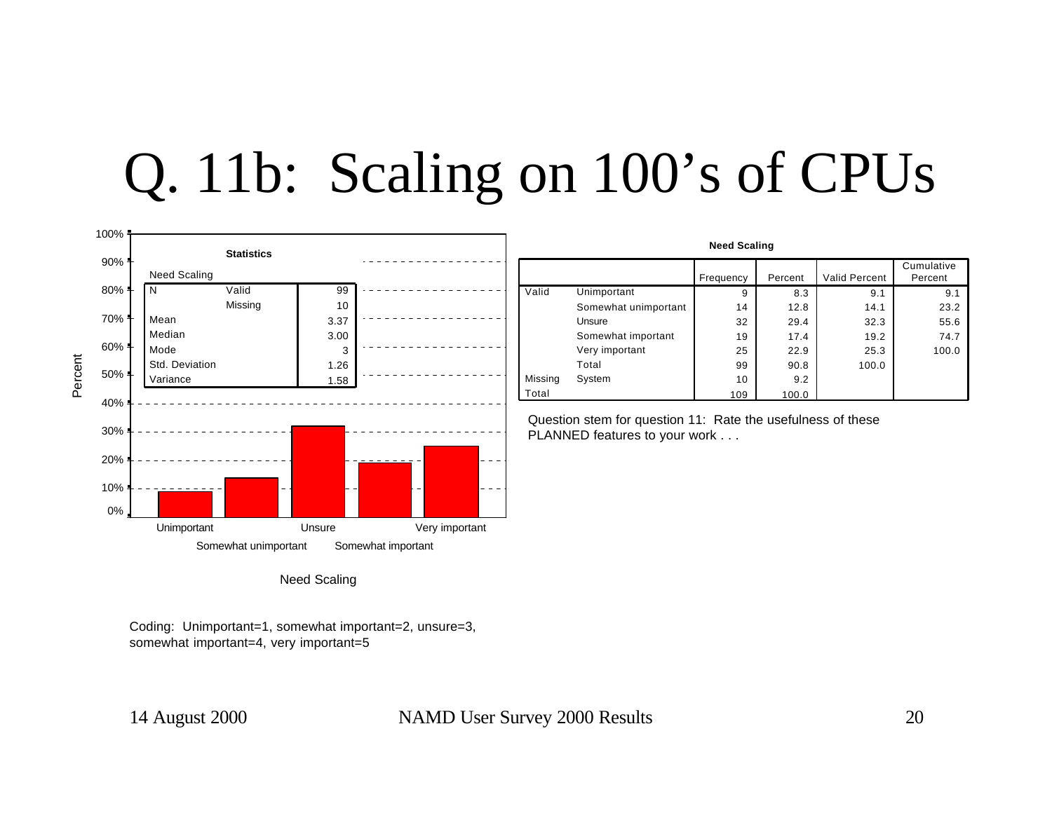# Q. 11b: Scaling on 100's of CPUs

**Statistics**

Need Scaling

| | | |
|---|---|---|
| N | Valid | 99 |
| | Missing | 10 |
| Mean | | 3.37 |
| Median | | 3.00 |
| Mode | | 3 |
| Std. Deviation | | 1.26 |
| Variance | | 1.58 |

Percent

100%
90%
80%
70%
60%
50%
40%
30%
20%
10%
0%

Unimportant, Somewhat unimportant, Unsure, Somewhat important, Very important

Need Scaling

**Need Scaling**

| | | Frequency | Percent | Valid Percent | Cumulative Percent |
|---|---|---|---|---|---|
| Valid | Unimportant | 9 | 8.3 | 9.1 | 9.1 |
| | Somewhat unimportant | 14 | 12.8 | 14.1 | 23.2 |
| | Unsure | 32 | 29.4 | 32.3 | 55.6 |
| | Somewhat important | 19 | 17.4 | 19.2 | 74.7 |
| | Very important | 25 | 22.9 | 25.3 | 100.0 |
| | Total | 99 | 90.8 | 100.0 | |
| Missing | System | 10 | 9.2 | | |
| Total | | 109 | 100.0 | | |

Question stem for question 11: Rate the usefulness of these PLANNED features to your work . . .

Coding: Unimportant=1, somewhat important=2, unsure=3, somewhat important=4, very important=5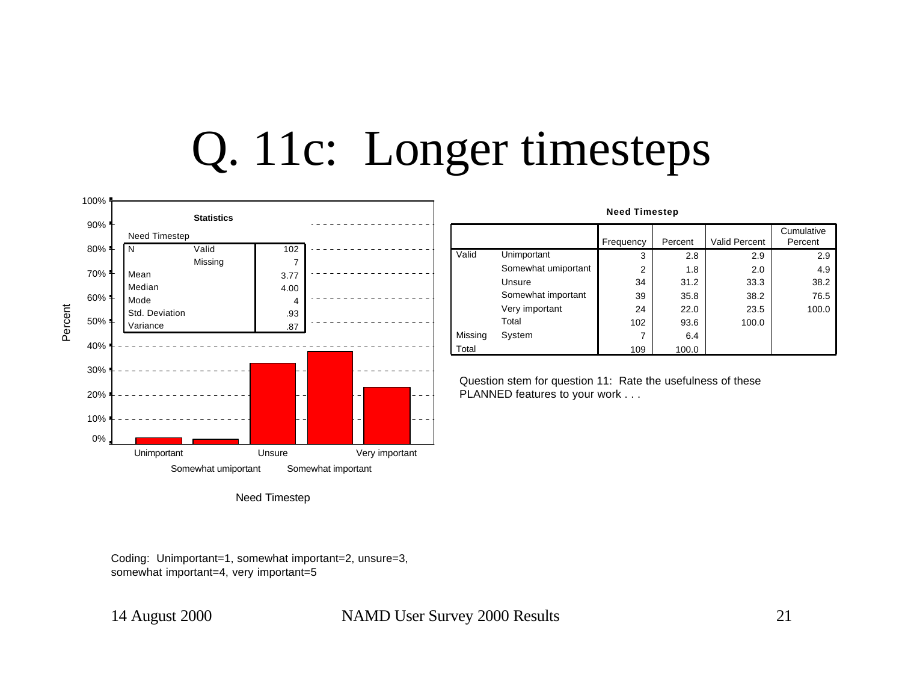# Q. 11c: Longer timesteps

**Statistics**

Need Timestep

| | | |
|---|---|---|
| N | Valid | 102 |
| | Missing | 7 |
| Mean | | 3.77 |
| Median | | 4.00 |
| Mode | | 4 |
| Std. Deviation | | .93 |
| Variance | | .87 |

**Need Timestep**

| | | Frequency | Percent | Valid Percent | Cumulative Percent |
|---|---|---|---|---|---|
| Valid | Unimportant | 3 | 2.8 | 2.9 | 2.9 |
| | Somewhat umiportant | 2 | 1.8 | 2.0 | 4.9 |
| | Unsure | 34 | 31.2 | 33.3 | 38.2 |
| | Somewhat important | 39 | 35.8 | 38.2 | 76.5 |
| | Very important | 24 | 22.0 | 23.5 | 100.0 |
| | Total | 102 | 93.6 | 100.0 | |
| Missing | System | 7 | 6.4 | | |
| Total | | 109 | 100.0 | | |

Question stem for question 11: Rate the usefulness of these PLANNED features to your work . . .

Coding: Unimportant=1, somewhat important=2, unsure=3, somewhat important=4, very important=5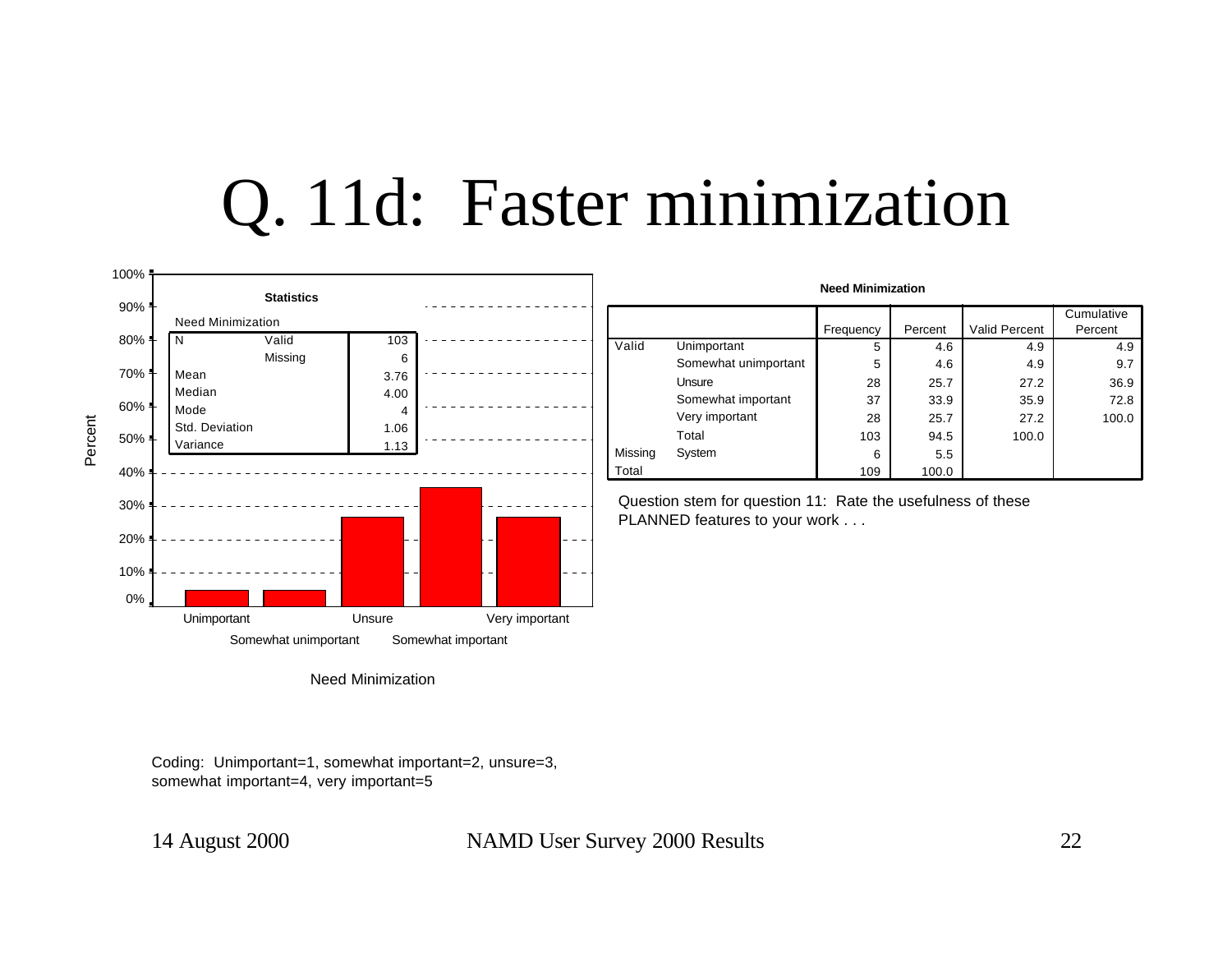# Q. 11d: Faster minimization

**Statistics**

Need Minimization

| | | |
|---|---|---|
| N | Valid | 103 |
| | Missing | 6 |
| Mean | | 3.76 |
| Median | | 4.00 |
| Mode | | 4 |
| Std. Deviation | | 1.06 |
| Variance | | 1.13 |

**Need Minimization**

| | | Frequency | Percent | Valid Percent | Cumulative Percent |
|---|---|---|---|---|---|
| Valid | Unimportant | 5 | 4.6 | 4.9 | 4.9 |
| | Somewhat unimportant | 5 | 4.6 | 4.9 | 9.7 |
| | Unsure | 28 | 25.7 | 27.2 | 36.9 |
| | Somewhat important | 37 | 33.9 | 35.9 | 72.8 |
| | Very important | 28 | 25.7 | 27.2 | 100.0 |
| | Total | 103 | 94.5 | 100.0 | |
| Missing | System | 6 | 5.5 | | |
| Total | | 109 | 100.0 | | |

Question stem for question 11: Rate the usefulness of these PLANNED features to your work . . .

Coding: Unimportant=1, somewhat important=2, unsure=3, somewhat important=4, very important=5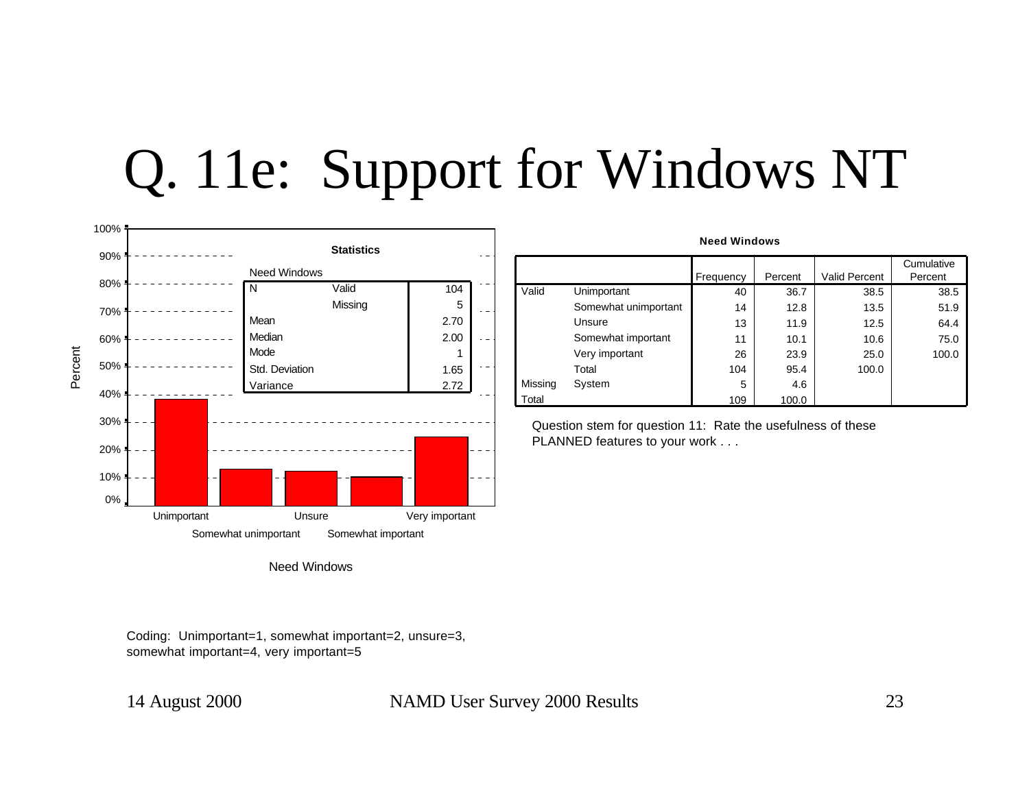# Q. 11e: Support for Windows NT

**Statistics**

Need Windows

| | | |
|---|---|---|
| N | Valid | 104 |
| | Missing | 5 |
| Mean | | 2.70 |
| Median | | 2.00 |
| Mode | | 1 |
| Std. Deviation | | 1.65 |
| Variance | | 2.72 |

Percent

Unimportant | Somewhat unimportant | Unsure | Somewhat important | Very important

Need Windows

**Need Windows**

| | | Frequency | Percent | Valid Percent | Cumulative Percent |
|---|---|---|---|---|---|
| Valid | Unimportant | 40 | 36.7 | 38.5 | 38.5 |
| | Somewhat unimportant | 14 | 12.8 | 13.5 | 51.9 |
| | Unsure | 13 | 11.9 | 12.5 | 64.4 |
| | Somewhat important | 11 | 10.1 | 10.6 | 75.0 |
| | Very important | 26 | 23.9 | 25.0 | 100.0 |
| | Total | 104 | 95.4 | 100.0 | |
| Missing | System | 5 | 4.6 | | |
| Total | | 109 | 100.0 | | |

Question stem for question 11: Rate the usefulness of these PLANNED features to your work . . .

Coding: Unimportant=1, somewhat important=2, unsure=3, somewhat important=4, very important=5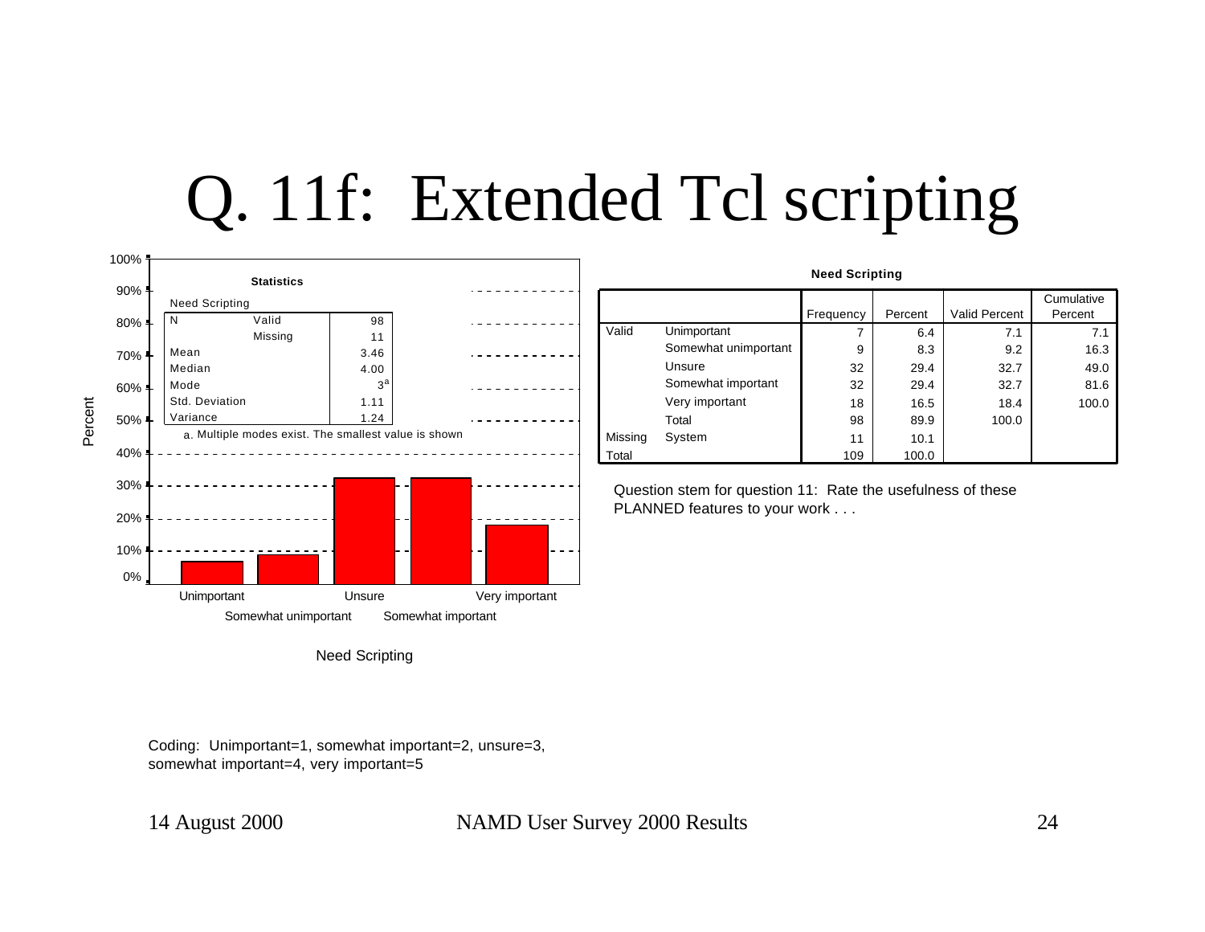# Q. 11f: Extended Tcl scripting

**Statistics**

Need Scripting

| | | |
|---|---|---|
| N | Valid | 98 |
| | Missing | 11 |
| Mean | | 3.46 |
| Median | | 4.00 |
| Mode | | 3[a] |
| Std. Deviation | | 1.11 |
| Variance | | 1.24 |

a. Multiple modes exist. The smallest value is shown

**Need Scripting**

| | | Frequency | Percent | Valid Percent | Cumulative Percent |
|---|---|---|---|---|---|
| Valid | Unimportant | 7 | 6.4 | 7.1 | 7.1 |
| | Somewhat unimportant | 9 | 8.3 | 9.2 | 16.3 |
| | Unsure | 32 | 29.4 | 32.7 | 49.0 |
| | Somewhat important | 32 | 29.4 | 32.7 | 81.6 |
| | Very important | 18 | 16.5 | 18.4 | 100.0 |
| | Total | 98 | 89.9 | 100.0 | |
| Missing | System | 11 | 10.1 | | |
| Total | | 109 | 100.0 | | |

Question stem for question 11: Rate the usefulness of these PLANNED features to your work . . .

Coding: Unimportant=1, somewhat important=2, unsure=3, somewhat important=4, very important=5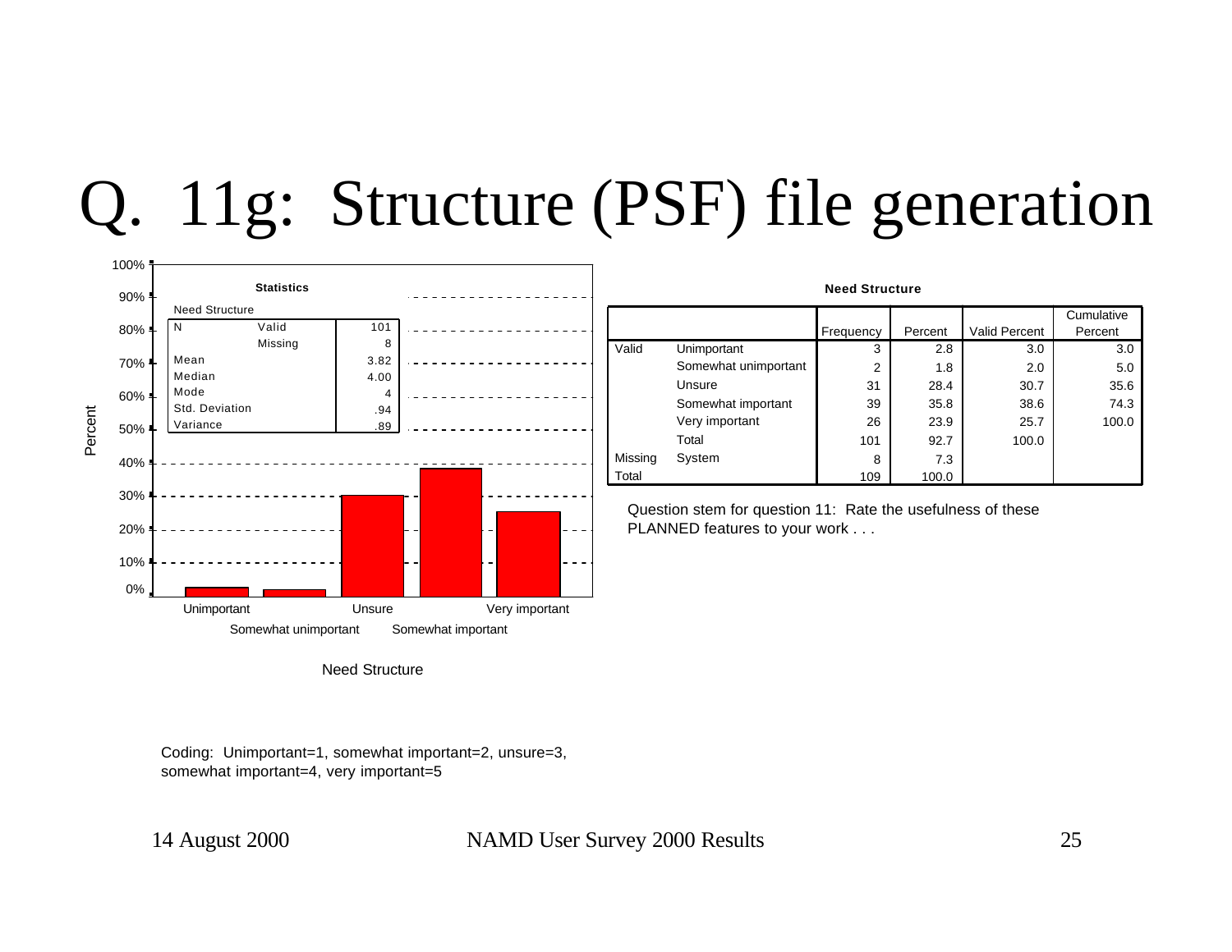# Q. 11g: Structure (PSF) file generation

**Statistics**

Need Structure

| | | |
|---|---|---|
| N | Valid | 101 |
| | Missing | 8 |
| Mean | | 3.82 |
| Median | | 4.00 |
| Mode | | 4 |
| Std. Deviation | | .94 |
| Variance | | .89 |

Percent

Unimportant, Somewhat unimportant, Unsure, Somewhat important, Very important

Need Structure

**Need Structure**

| | | Frequency | Percent | Valid Percent | Cumulative Percent |
|---|---|---|---|---|---|
| Valid | Unimportant | 3 | 2.8 | 3.0 | 3.0 |
| | Somewhat unimportant | 2 | 1.8 | 2.0 | 5.0 |
| | Unsure | 31 | 28.4 | 30.7 | 35.6 |
| | Somewhat important | 39 | 35.8 | 38.6 | 74.3 |
| | Very important | 26 | 23.9 | 25.7 | 100.0 |
| | Total | 101 | 92.7 | 100.0 | |
| Missing | System | 8 | 7.3 | | |
| Total | | 109 | 100.0 | | |

Question stem for question 11: Rate the usefulness of these PLANNED features to your work . . .

Coding: Unimportant=1, somewhat important=2, unsure=3, somewhat important=4, very important=5

14 August 2000 NAMD User Survey 2000 Results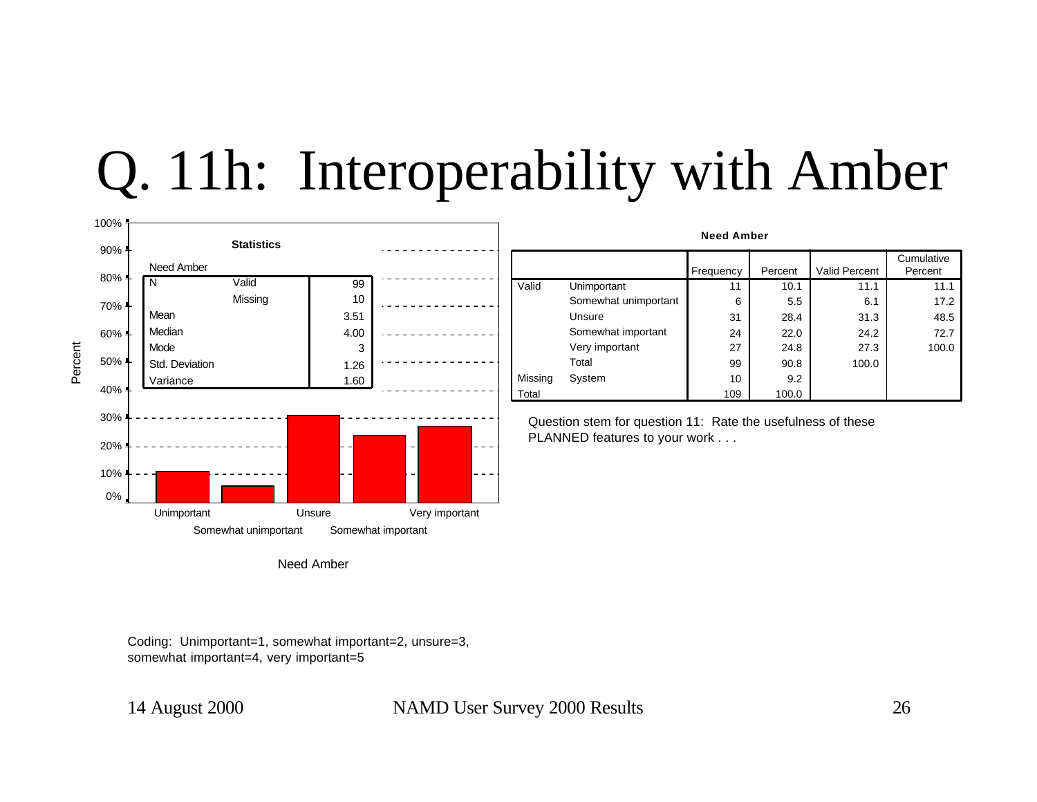# Q. 11h: Interoperability with Amber

**Statistics**

Need Amber

| | | |
|---|---|---|
| N | Valid | 99 |
| | Missing | 10 |
| Mean | | 3.51 |
| Median | | 4.00 |
| Mode | | 3 |
| Std. Deviation | | 1.26 |
| Variance | | 1.60 |

Percent

100%, 90%, 80%, 70%, 60%, 50%, 40%, 30%, 20%, 10%, 0%

Unimportant, Somewhat unimportant, Unsure, Somewhat important, Very important

Need Amber

**Need Amber**

| | | Frequency | Percent | Valid Percent | Cumulative Percent |
|---|---|---|---|---|---|
| Valid | Unimportant | 11 | 10.1 | 11.1 | 11.1 |
| | Somewhat unimportant | 6 | 5.5 | 6.1 | 17.2 |
| | Unsure | 31 | 28.4 | 31.3 | 48.5 |
| | Somewhat important | 24 | 22.0 | 24.2 | 72.7 |
| | Very important | 27 | 24.8 | 27.3 | 100.0 |
| | Total | 99 | 90.8 | 100.0 | |
| Missing | System | 10 | 9.2 | | |
| Total | | 109 | 100.0 | | |

Question stem for question 11: Rate the usefulness of these PLANNED features to your work . . .

Coding: Unimportant=1, somewhat important=2, unsure=3, somewhat important=4, very important=5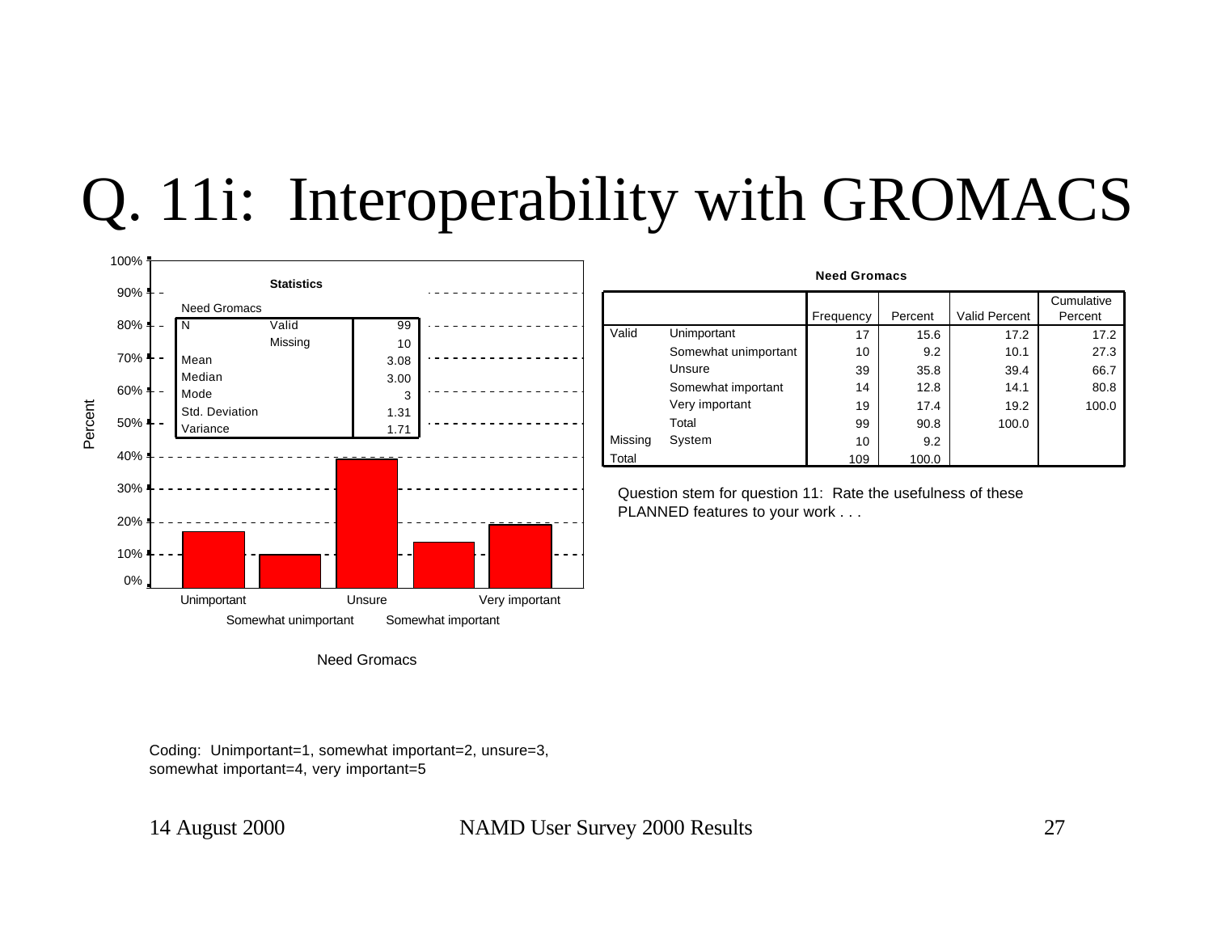# Q. 11i: Interoperability with GROMACS

**Statistics**

Need Gromacs

| | | |
|---|---|---|
| N | Valid | 99 |
| | Missing | 10 |
| Mean | | 3.08 |
| Median | | 3.00 |
| Mode | | 3 |
| Std. Deviation | | 1.31 |
| Variance | | 1.71 |

Need Gromacs

**Need Gromacs**

| | | Frequency | Percent | Valid Percent | Cumulative Percent |
|---|---|---|---|---|---|
| Valid | Unimportant | 17 | 15.6 | 17.2 | 17.2 |
| | Somewhat unimportant | 10 | 9.2 | 10.1 | 27.3 |
| | Unsure | 39 | 35.8 | 39.4 | 66.7 |
| | Somewhat important | 14 | 12.8 | 14.1 | 80.8 |
| | Very important | 19 | 17.4 | 19.2 | 100.0 |
| | Total | 99 | 90.8 | 100.0 | |
| Missing | System | 10 | 9.2 | | |
| Total | | 109 | 100.0 | | |

Question stem for question 11: Rate the usefulness of these PLANNED features to your work . . .

Coding: Unimportant=1, somewhat important=2, unsure=3, somewhat important=4, very important=5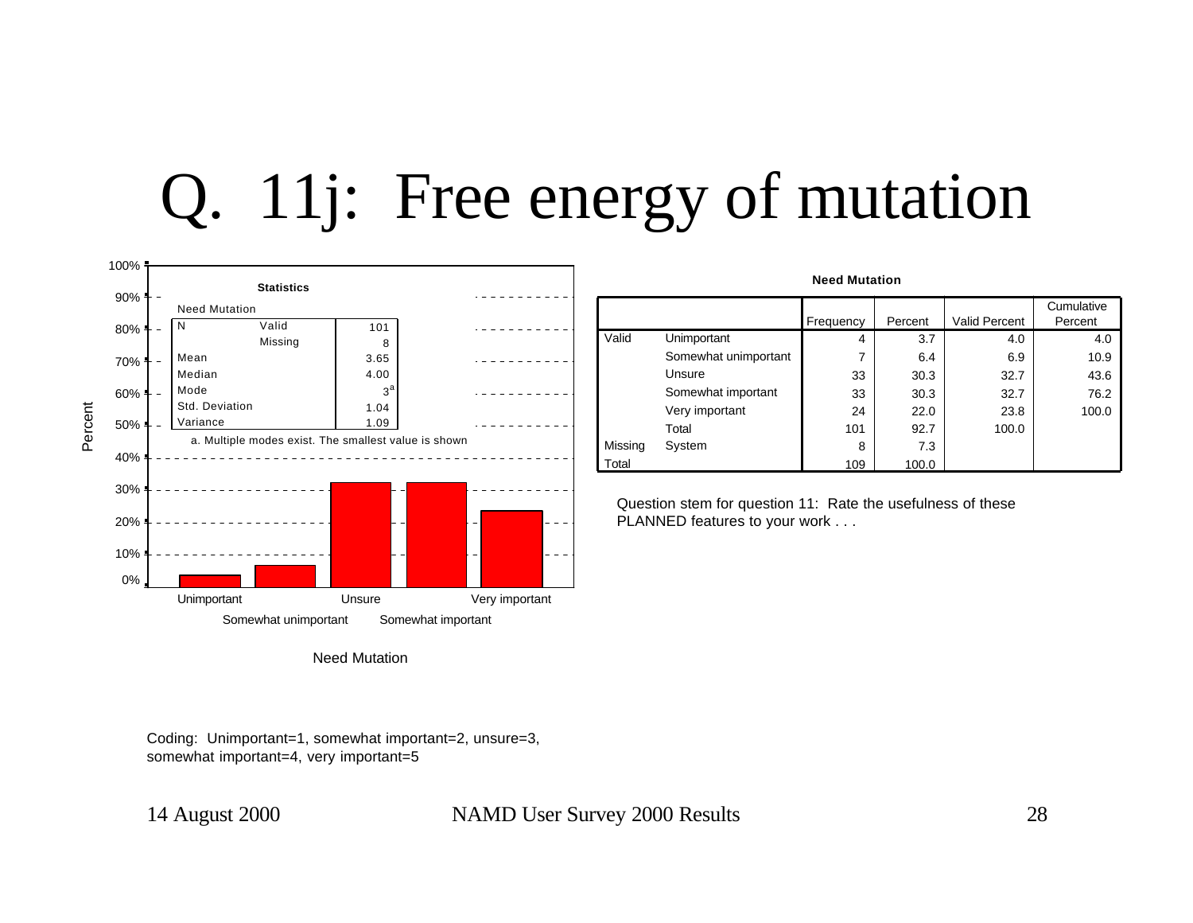# Q. 11j: Free energy of mutation

**Statistics**

Need Mutation

| | | |
|---|---|---|
| N | Valid | 101 |
| | Missing | 8 |
| Mean | | 3.65 |
| Median | | 4.00 |
| Mode | | 3[a] |
| Std. Deviation | | 1.04 |
| Variance | | 1.09 |

a. Multiple modes exist. The smallest value is shown

**Need Mutation**

| | | Frequency | Percent | Valid Percent | Cumulative Percent |
|---|---|---|---|---|---|
| Valid | Unimportant | 4 | 3.7 | 4.0 | 4.0 |
| | Somewhat unimportant | 7 | 6.4 | 6.9 | 10.9 |
| | Unsure | 33 | 30.3 | 32.7 | 43.6 |
| | Somewhat important | 33 | 30.3 | 32.7 | 76.2 |
| | Very important | 24 | 22.0 | 23.8 | 100.0 |
| | Total | 101 | 92.7 | 100.0 | |
| Missing | System | 8 | 7.3 | | |
| Total | | 109 | 100.0 | | |

Question stem for question 11: Rate the usefulness of these PLANNED features to your work . . .

Coding: Unimportant=1, somewhat important=2, unsure=3, somewhat important=4, very important=5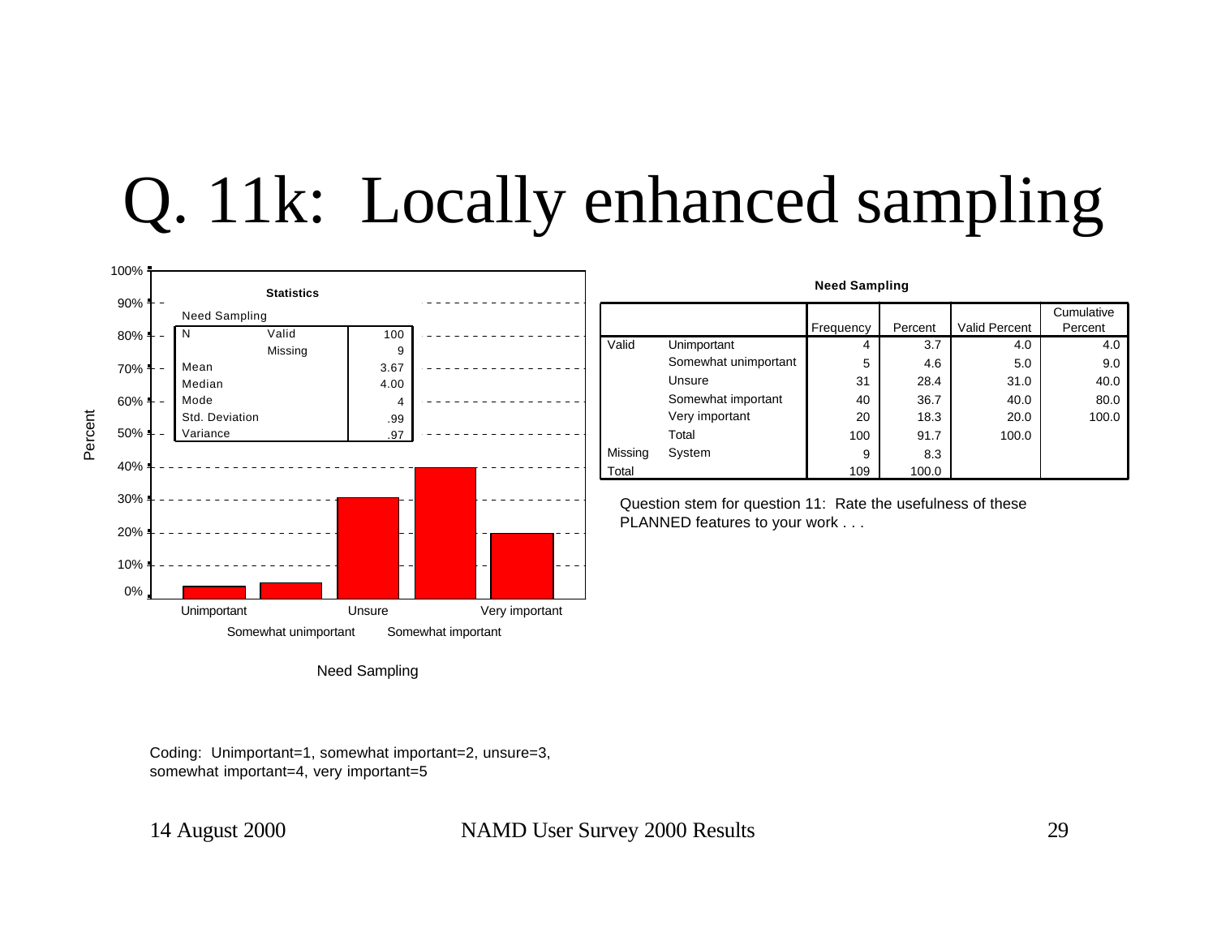# Q. 11k: Locally enhanced sampling

**Statistics**

Need Sampling

| | | |
|---|---|---|
| N | Valid | 100 |
| | Missing | 9 |
| Mean | | 3.67 |
| Median | | 4.00 |
| Mode | | 4 |
| Std. Deviation | | .99 |
| Variance | | .97 |

Percent

100%, 90%, 80%, 70%, 60%, 50%, 40%, 30%, 20%, 10%, 0%

Unimportant, Somewhat unimportant, Unsure, Somewhat important, Very important

Need Sampling

**Need Sampling**

| | | Frequency | Percent | Valid Percent | Cumulative Percent |
|---|---|---|---|---|---|
| Valid | Unimportant | 4 | 3.7 | 4.0 | 4.0 |
| | Somewhat unimportant | 5 | 4.6 | 5.0 | 9.0 |
| | Unsure | 31 | 28.4 | 31.0 | 40.0 |
| | Somewhat important | 40 | 36.7 | 40.0 | 80.0 |
| | Very important | 20 | 18.3 | 20.0 | 100.0 |
| | Total | 100 | 91.7 | 100.0 | |
| Missing | System | 9 | 8.3 | | |
| Total | | 109 | 100.0 | | |

Question stem for question 11: Rate the usefulness of these PLANNED features to your work . . .

Coding: Unimportant=1, somewhat important=2, unsure=3, somewhat important=4, very important=5

14 August 2000 NAMD User Survey 2000 Results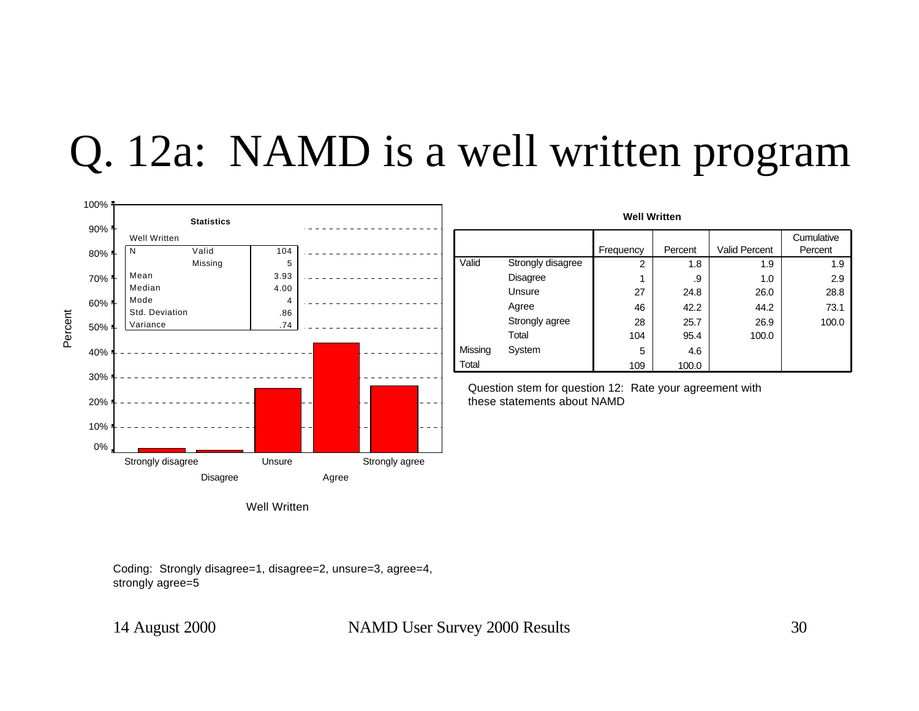# Q. 12a: NAMD is a well written program

**Statistics**

Well Written

| | | |
|---|---|---|
| N | Valid | 104 |
| | Missing | 5 |
| Mean | | 3.93 |
| Median | | 4.00 |
| Mode | | 4 |
| Std. Deviation | | .86 |
| Variance | | .74 |

Percent

Well Written

Coding: Strongly disagree=1, disagree=2, unsure=3, agree=4, strongly agree=5

**Well Written**

| | | Frequency | Percent | Valid Percent | Cumulative Percent |
|---|---|---|---|---|---|
| Valid | Strongly disagree | 2 | 1.8 | 1.9 | 1.9 |
| | Disagree | 1 | .9 | 1.0 | 2.9 |
| | Unsure | 27 | 24.8 | 26.0 | 28.8 |
| | Agree | 46 | 42.2 | 44.2 | 73.1 |
| | Strongly agree | 28 | 25.7 | 26.9 | 100.0 |
| | Total | 104 | 95.4 | 100.0 | |
| Missing | System | 5 | 4.6 | | |
| Total | | 109 | 100.0 | | |

Question stem for question 12: Rate your agreement with these statements about NAMD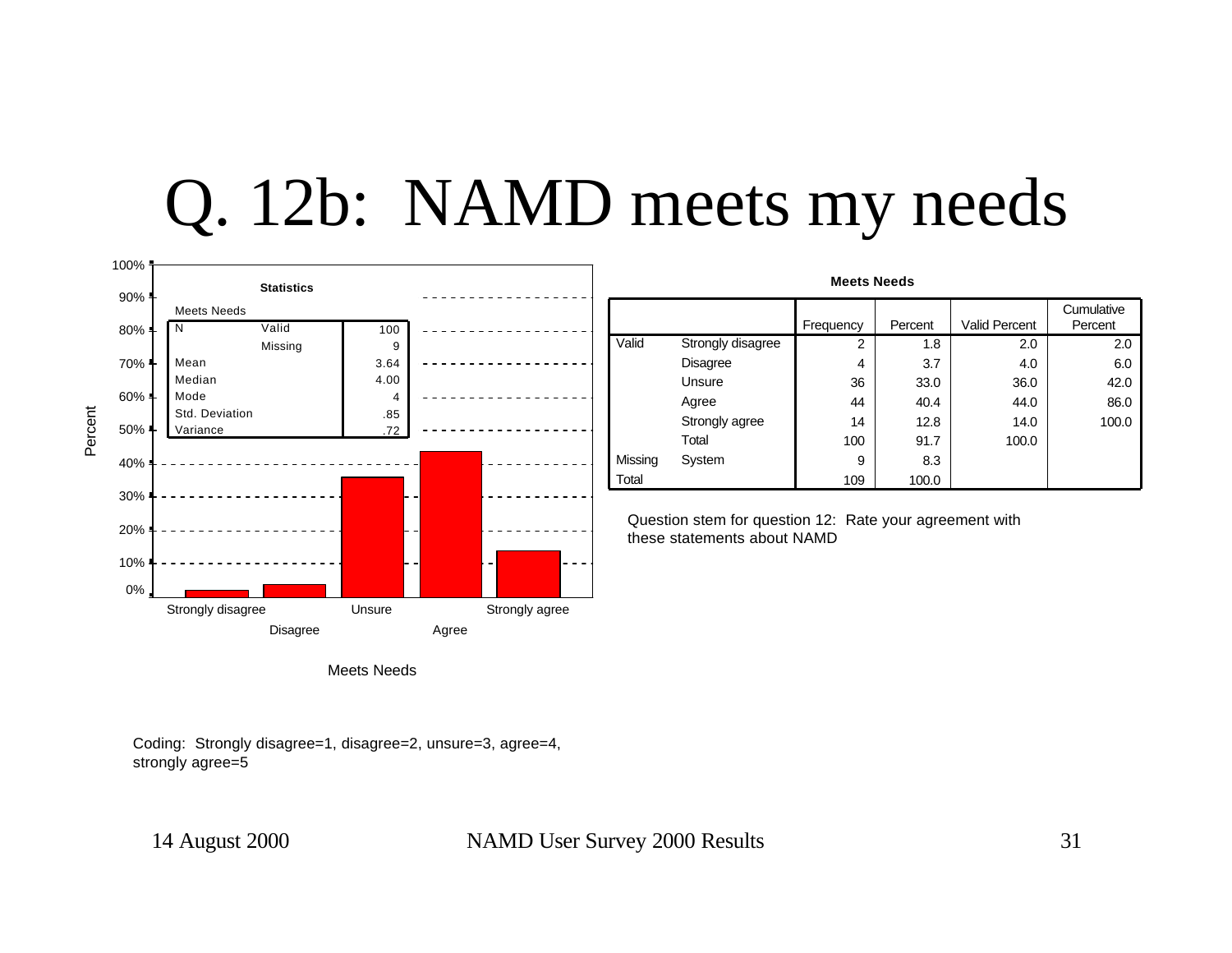# Q. 12b: NAMD meets my needs

**Statistics**

Meets Needs

| | | |
|---|---|---|
| N | Valid | 100 |
| | Missing | 9 |
| Mean | | 3.64 |
| Median | | 4.00 |
| Mode | | 4 |
| Std. Deviation | | .85 |
| Variance | | .72 |

**Meets Needs**

| | | Frequency | Percent | Valid Percent | Cumulative Percent |
|---|---|---|---|---|---|
| Valid | Strongly disagree | 2 | 1.8 | 2.0 | 2.0 |
| | Disagree | 4 | 3.7 | 4.0 | 6.0 |
| | Unsure | 36 | 33.0 | 36.0 | 42.0 |
| | Agree | 44 | 40.4 | 44.0 | 86.0 |
| | Strongly agree | 14 | 12.8 | 14.0 | 100.0 |
| | Total | 100 | 91.7 | 100.0 | |
| Missing | System | 9 | 8.3 | | |
| Total | | 109 | 100.0 | | |

Question stem for question 12: Rate your agreement with these statements about NAMD

Coding: Strongly disagree=1, disagree=2, unsure=3, agree=4, strongly agree=5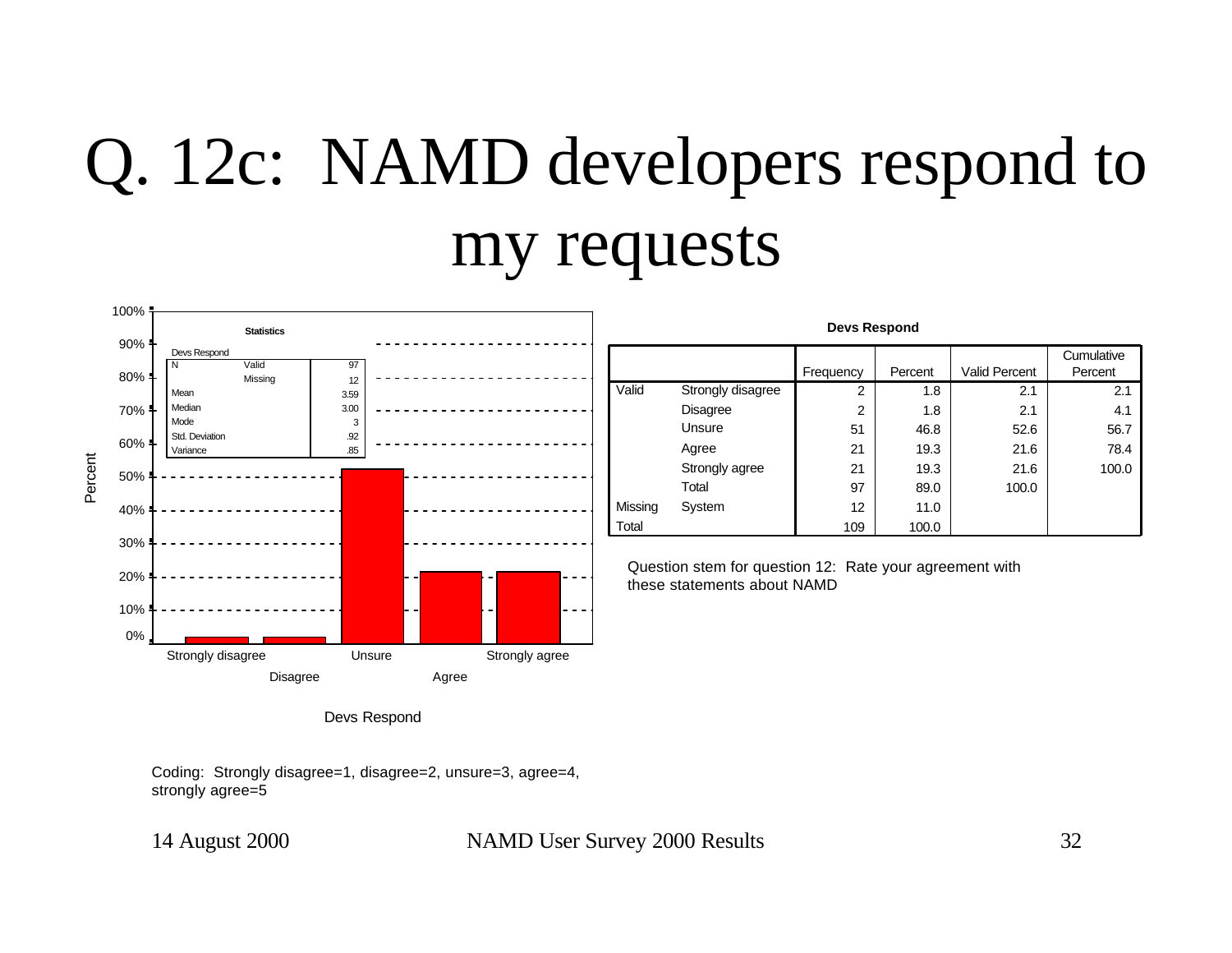# Q. 12c: NAMD developers respond to my requests

**Statistics**

Devs Respond

| | | |
|---|---|---|
| N | Valid | 97 |
| | Missing | 12 |
| Mean | | 3.59 |
| Median | | 3.00 |
| Mode | | 3 |
| Std. Deviation | | .92 |
| Variance | | .85 |

Devs Respond

Coding: Strongly disagree=1, disagree=2, unsure=3, agree=4, strongly agree=5

**Devs Respond**

| | | Frequency | Percent | Valid Percent | Cumulative Percent |
|---|---|---|---|---|---|
| Valid | Strongly disagree | 2 | 1.8 | 2.1 | 2.1 |
| | Disagree | 2 | 1.8 | 2.1 | 4.1 |
| | Unsure | 51 | 46.8 | 52.6 | 56.7 |
| | Agree | 21 | 19.3 | 21.6 | 78.4 |
| | Strongly agree | 21 | 19.3 | 21.6 | 100.0 |
| | Total | 97 | 89.0 | 100.0 | |
| Missing | System | 12 | 11.0 | | |
| Total | | 109 | 100.0 | | |

Question stem for question 12: Rate your agreement with these statements about NAMD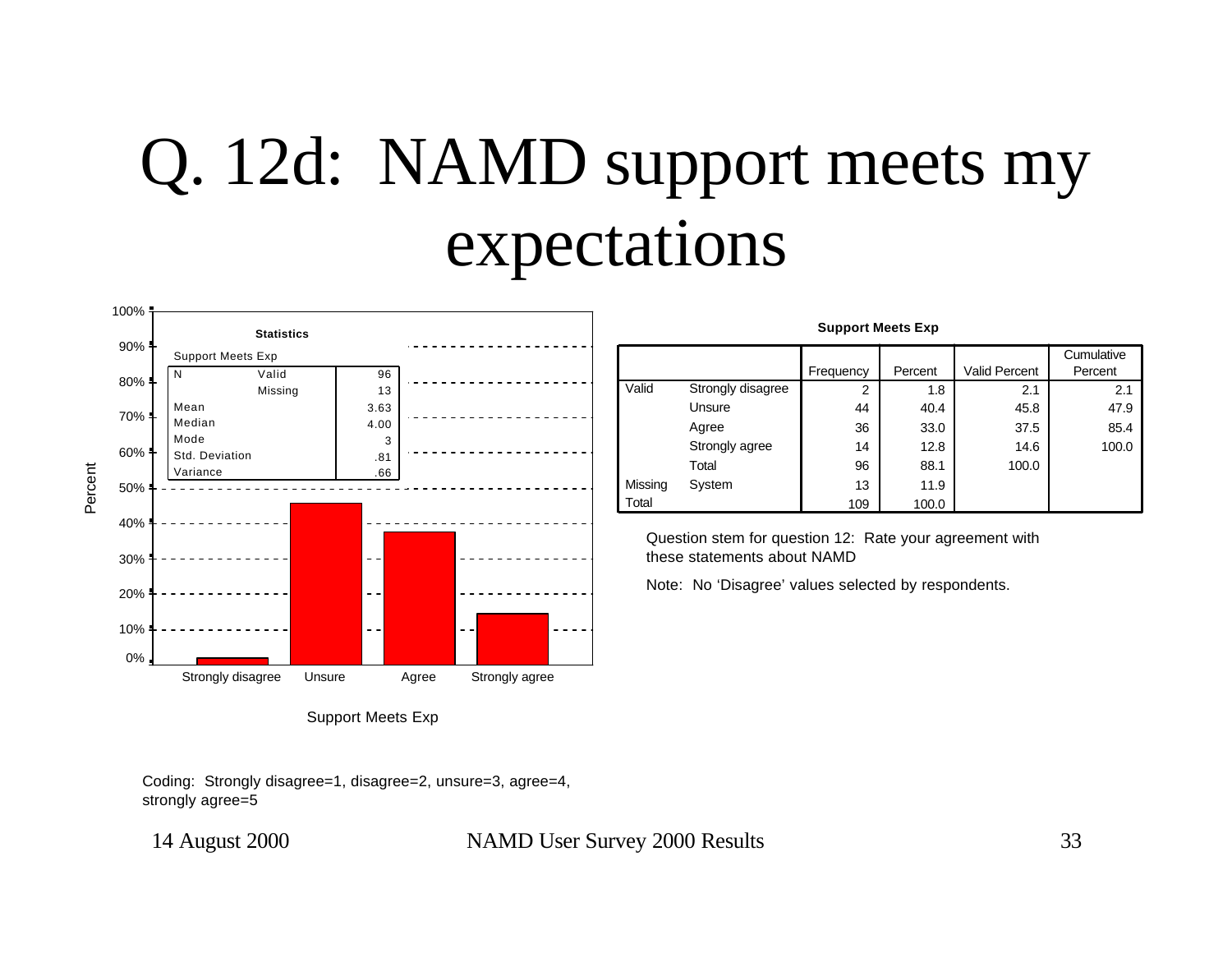# Q. 12d: NAMD support meets my expectations

**Statistics**

Support Meets Exp

| | | |
|---|---|---|
| N | Valid | 96 |
| | Missing | 13 |
| Mean | | 3.63 |
| Median | | 4.00 |
| Mode | | 3 |
| Std. Deviation | | .81 |
| Variance | | .66 |

**Support Meets Exp**

| | | Frequency | Percent | Valid Percent | Cumulative Percent |
|---|---|---|---|---|---|
| Valid | Strongly disagree | 2 | 1.8 | 2.1 | 2.1 |
| | Unsure | 44 | 40.4 | 45.8 | 47.9 |
| | Agree | 36 | 33.0 | 37.5 | 85.4 |
| | Strongly agree | 14 | 12.8 | 14.6 | 100.0 |
| | Total | 96 | 88.1 | 100.0 | |
| Missing | System | 13 | 11.9 | | |
| Total | | 109 | 100.0 | | |

Question stem for question 12: Rate your agreement with these statements about NAMD

Note: No 'Disagree' values selected by respondents.

Coding: Strongly disagree=1, disagree=2, unsure=3, agree=4, strongly agree=5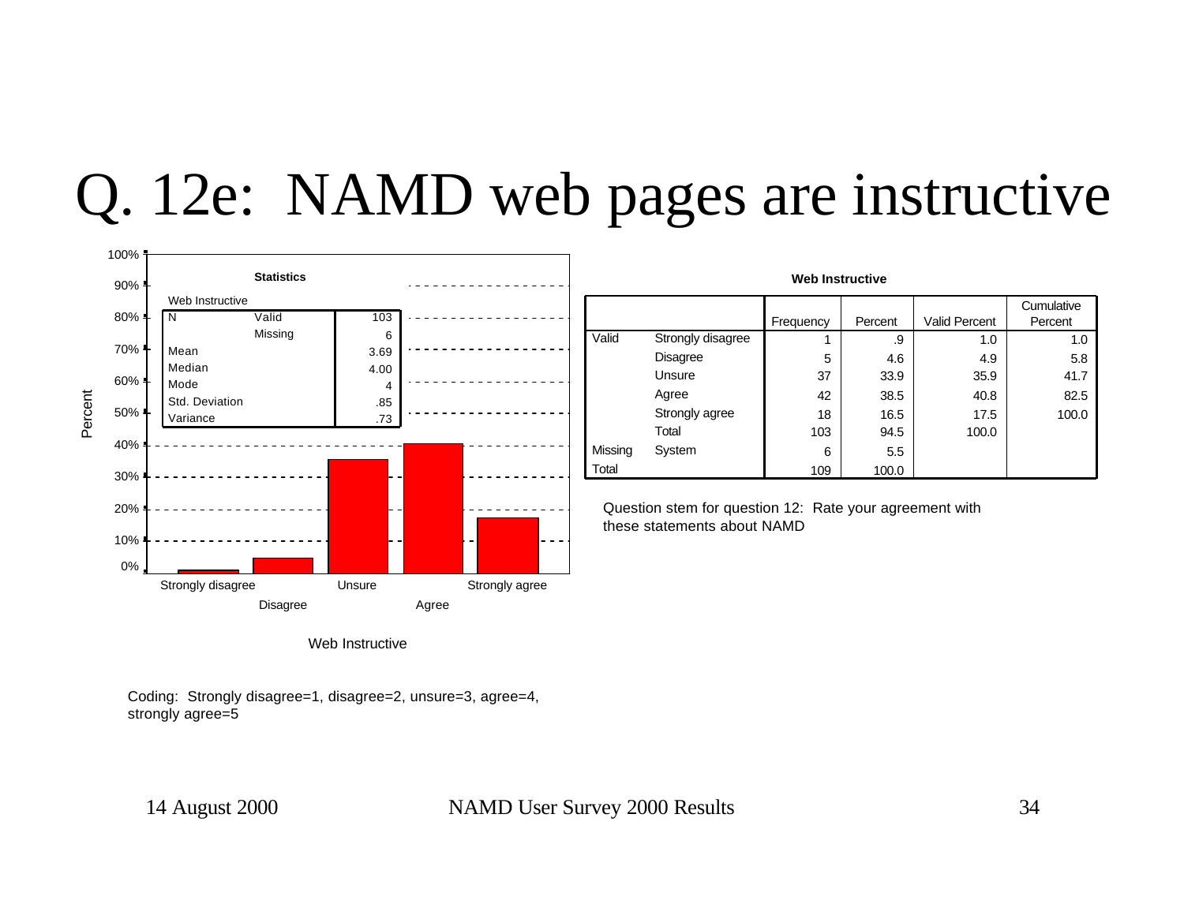# Q. 12e: NAMD web pages are instructive

**Statistics**

Web Instructive

| | | |
|---|---|---|
| N | Valid | 103 |
| | Missing | 6 |
| Mean | | 3.69 |
| Median | | 4.00 |
| Mode | | 4 |
| Std. Deviation | | .85 |
| Variance | | .73 |

Percent

Strongly disagree, Disagree, Unsure, Agree, Strongly agree

Web Instructive

**Web Instructive**

| | | Frequency | Percent | Valid Percent | Cumulative Percent |
|---|---|---|---|---|---|
| Valid | Strongly disagree | 1 | .9 | 1.0 | 1.0 |
| | Disagree | 5 | 4.6 | 4.9 | 5.8 |
| | Unsure | 37 | 33.9 | 35.9 | 41.7 |
| | Agree | 42 | 38.5 | 40.8 | 82.5 |
| | Strongly agree | 18 | 16.5 | 17.5 | 100.0 |
| | Total | 103 | 94.5 | 100.0 | |
| Missing | System | 6 | 5.5 | | |
| Total | | 109 | 100.0 | | |

Question stem for question 12: Rate your agreement with these statements about NAMD

Coding: Strongly disagree=1, disagree=2, unsure=3, agree=4, strongly agree=5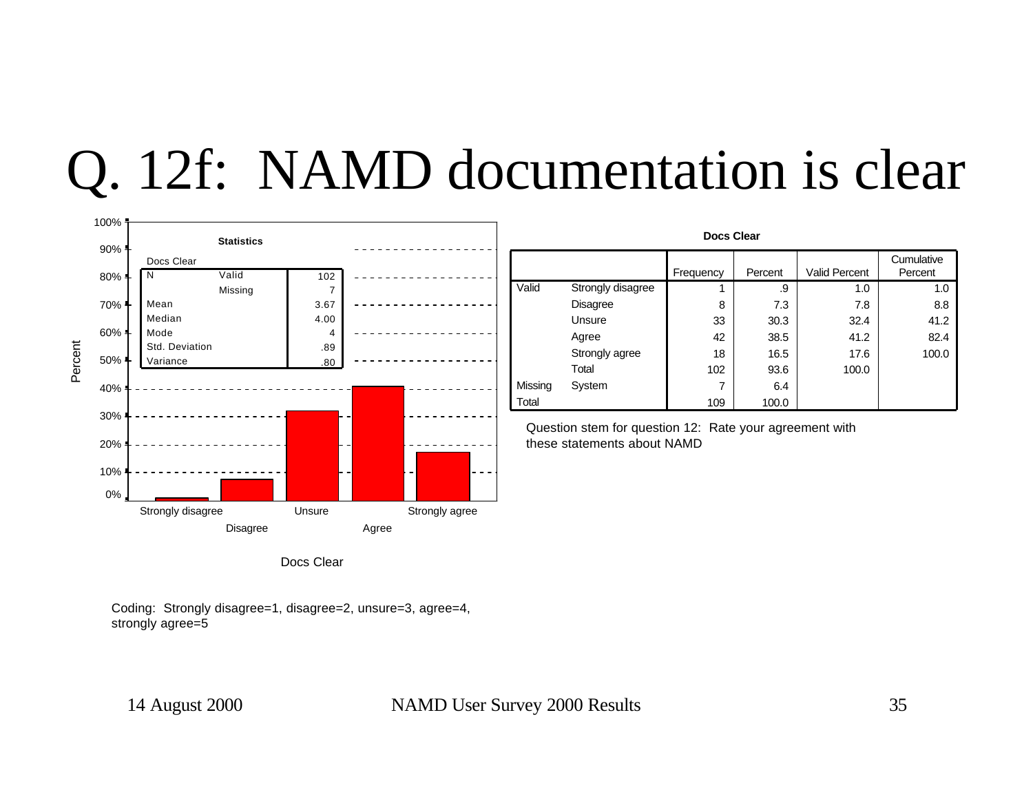# Q. 12f: NAMD documentation is clear

**Statistics**

Docs Clear

| | | |
|---|---|---|
| N | Valid | 102 |
| | Missing | 7 |
| Mean | | 3.67 |
| Median | | 4.00 |
| Mode | | 4 |
| Std. Deviation | | .89 |
| Variance | | .80 |

**Docs Clear**

| | | Frequency | Percent | Valid Percent | Cumulative Percent |
|---|---|---|---|---|---|
| Valid | Strongly disagree | 1 | .9 | 1.0 | 1.0 |
| | Disagree | 8 | 7.3 | 7.8 | 8.8 |
| | Unsure | 33 | 30.3 | 32.4 | 41.2 |
| | Agree | 42 | 38.5 | 41.2 | 82.4 |
| | Strongly agree | 18 | 16.5 | 17.6 | 100.0 |
| | Total | 102 | 93.6 | 100.0 | |
| Missing | System | 7 | 6.4 | | |
| Total | | 109 | 100.0 | | |

Question stem for question 12: Rate your agreement with these statements about NAMD

Coding: Strongly disagree=1, disagree=2, unsure=3, agree=4, strongly agree=5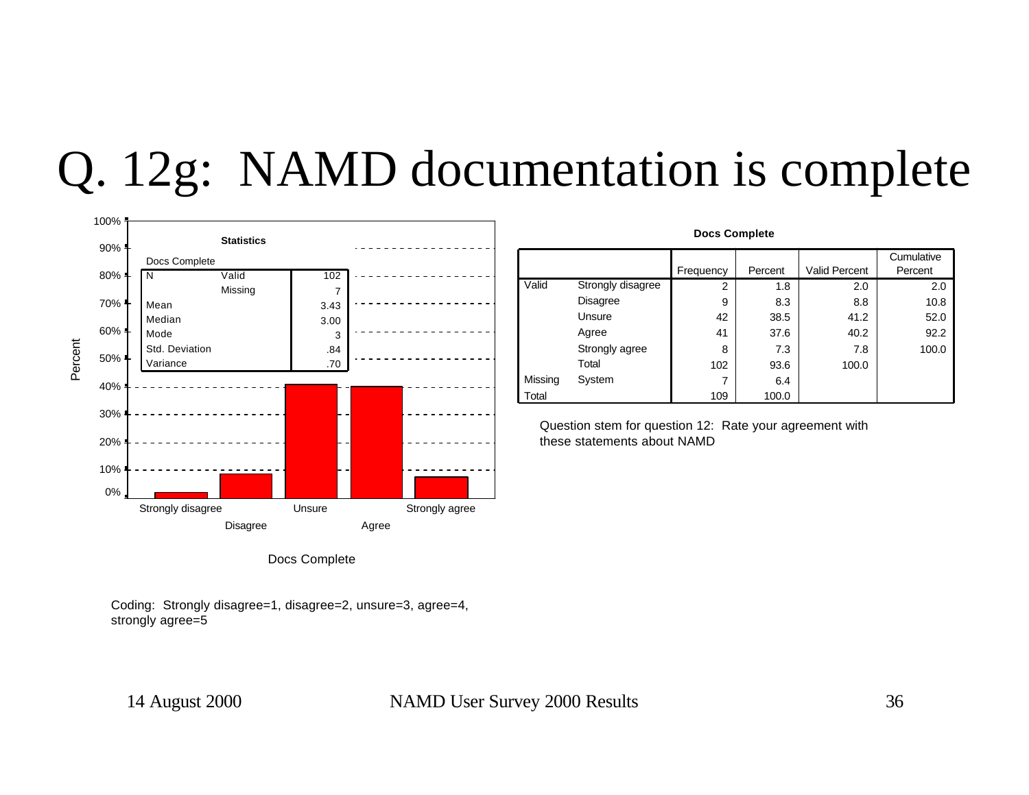# Q. 12g: NAMD documentation is complete

**Statistics**

Docs Complete

| | | |
|---|---|---|
| N | Valid | 102 |
| | Missing | 7 |
| Mean | | 3.43 |
| Median | | 3.00 |
| Mode | | 3 |
| Std. Deviation | | .84 |
| Variance | | .70 |

Percent

Strongly disagree | Disagree | Unsure | Agree | Strongly agree

Docs Complete

**Docs Complete**

| | | Frequency | Percent | Valid Percent | Cumulative Percent |
|---|---|---|---|---|---|
| Valid | Strongly disagree | 2 | 1.8 | 2.0 | 2.0 |
| | Disagree | 9 | 8.3 | 8.8 | 10.8 |
| | Unsure | 42 | 38.5 | 41.2 | 52.0 |
| | Agree | 41 | 37.6 | 40.2 | 92.2 |
| | Strongly agree | 8 | 7.3 | 7.8 | 100.0 |
| | Total | 102 | 93.6 | 100.0 | |
| Missing | System | 7 | 6.4 | | |
| Total | | 109 | 100.0 | | |

Question stem for question 12: Rate your agreement with these statements about NAMD

Coding: Strongly disagree=1, disagree=2, unsure=3, agree=4, strongly agree=5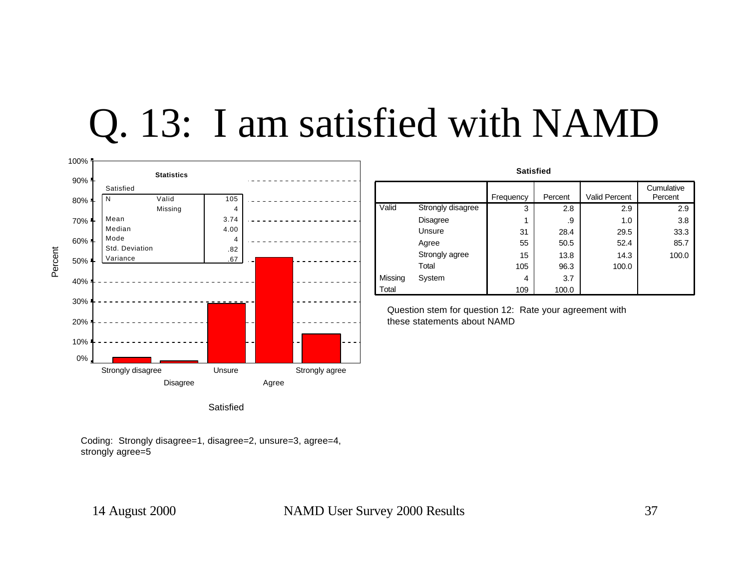# Q. 13: I am satisfied with NAMD

**Statistics**

Satisfied

| | | |
|---|---|---|
| N | Valid | 105 |
| | Missing | 4 |
| Mean | | 3.74 |
| Median | | 4.00 |
| Mode | | 4 |
| Std. Deviation | | .82 |
| Variance | | .67 |

**Satisfied**

| | | Frequency | Percent | Valid Percent | Cumulative Percent |
|---|---|---|---|---|---|
| Valid | Strongly disagree | 3 | 2.8 | 2.9 | 2.9 |
| | Disagree | 1 | .9 | 1.0 | 3.8 |
| | Unsure | 31 | 28.4 | 29.5 | 33.3 |
| | Agree | 55 | 50.5 | 52.4 | 85.7 |
| | Strongly agree | 15 | 13.8 | 14.3 | 100.0 |
| | Total | 105 | 96.3 | 100.0 | |
| Missing | System | 4 | 3.7 | | |
| Total | | 109 | 100.0 | | |

Question stem for question 12: Rate your agreement with these statements about NAMD

Coding: Strongly disagree=1, disagree=2, unsure=3, agree=4, strongly agree=5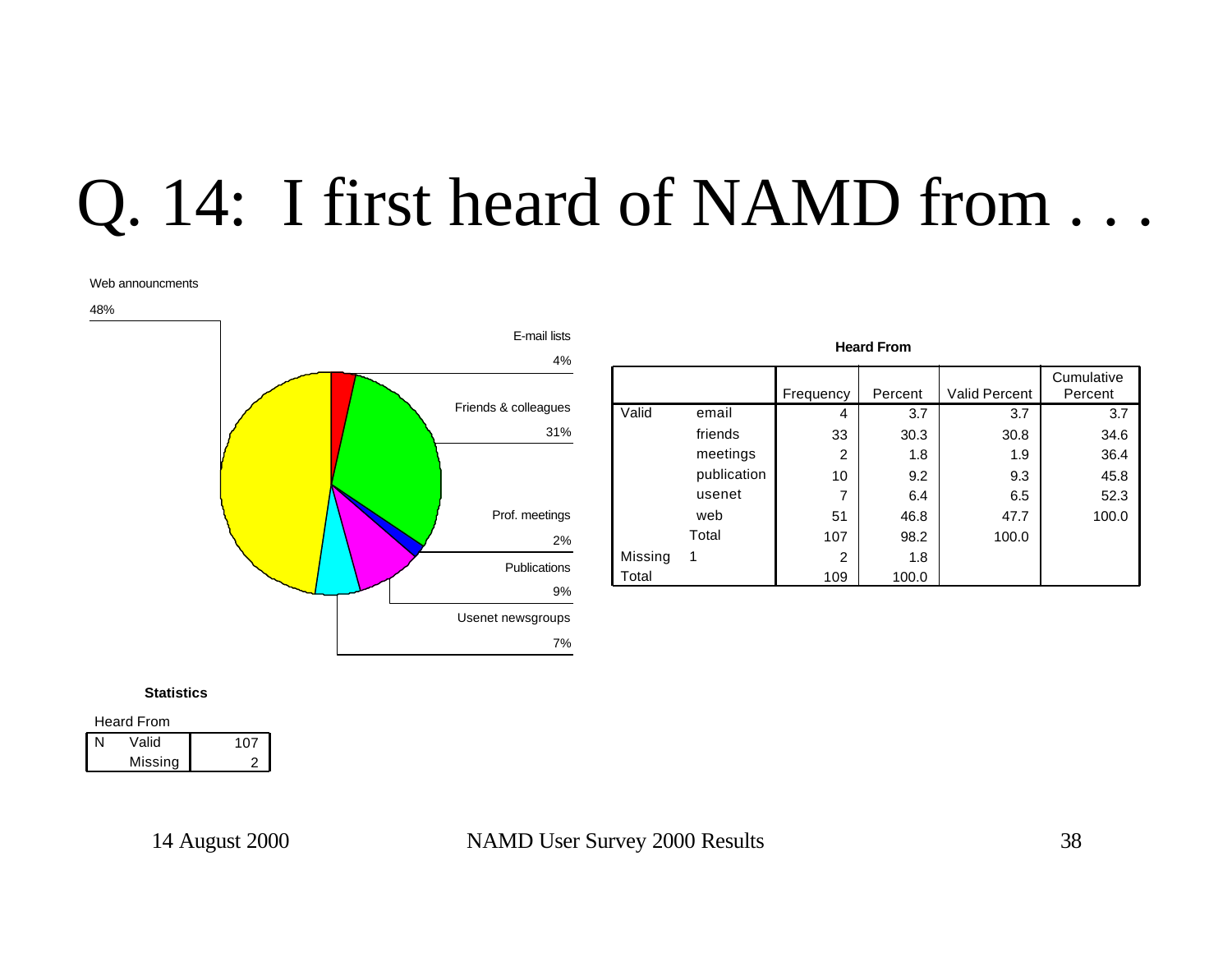# Q. 14: I first heard of NAMD from . . .

Web announcments

48%

E-mail lists

4%

Friends & colleagues

31%

Prof. meetings

2%

Publications

9%

Usenet newsgroups

7%

**Heard From**

| | | Frequency | Percent | Valid Percent | Cumulative Percent |
|---|---|---|---|---|---|
| Valid | email | 4 | 3.7 | 3.7 | 3.7 |
| | friends | 33 | 30.3 | 30.8 | 34.6 |
| | meetings | 2 | 1.8 | 1.9 | 36.4 |
| | publication | 10 | 9.2 | 9.3 | 45.8 |
| | usenet | 7 | 6.4 | 6.5 | 52.3 |
| | web | 51 | 46.8 | 47.7 | 100.0 |
| | Total | 107 | 98.2 | 100.0 | |
| Missing | 1 | 2 | 1.8 | | |
| Total | | 109 | 100.0 | | |

**Statistics**

Heard From

| | | |
|---|---|---|
| N | Valid | 107 |
| | Missing | 2 |

14 August 2000 NAMD User Survey 2000 Results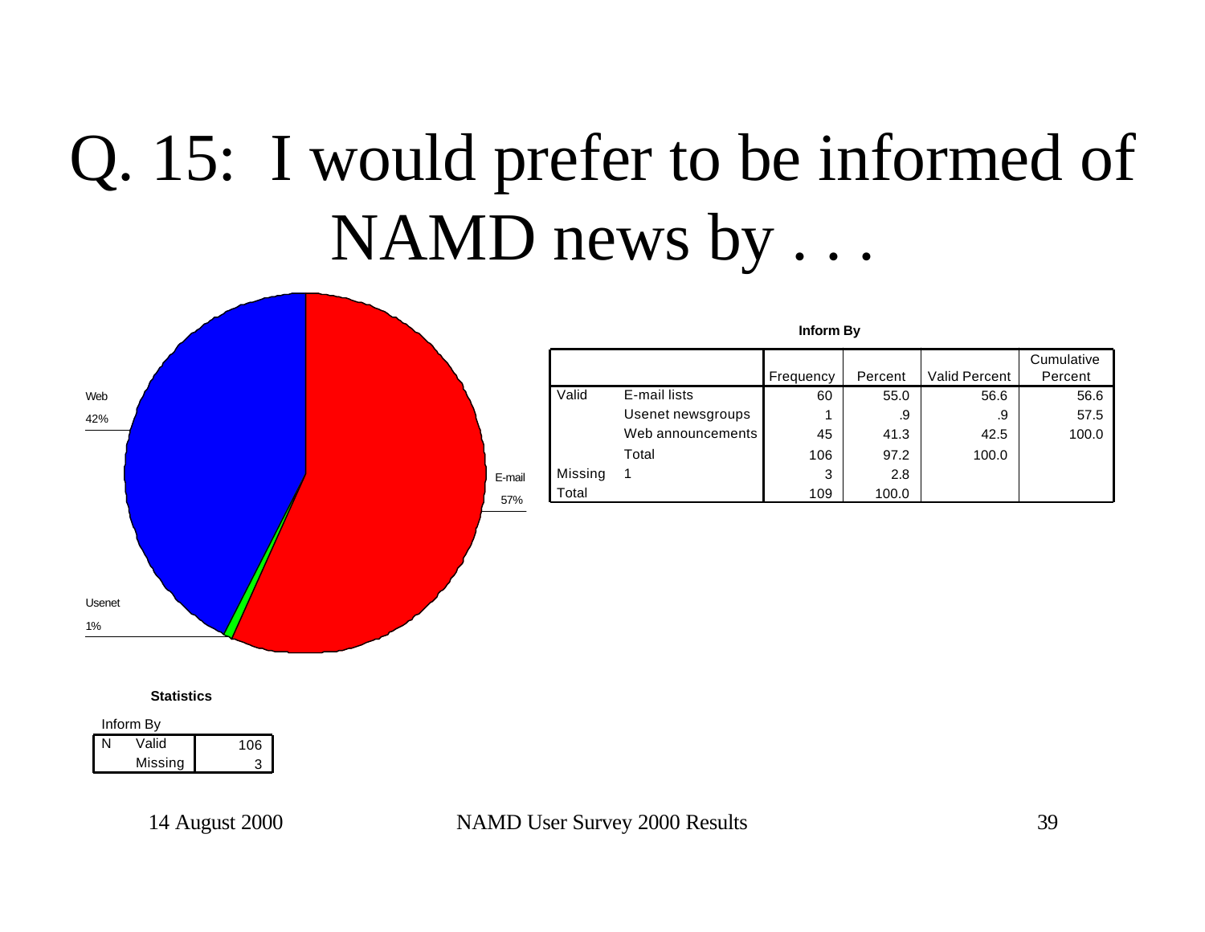# Q. 15: I would prefer to be informed of NAMD news by . . .

Web
42%

E-mail
57%

Usenet
1%

**Inform By**

| | | Frequency | Percent | Valid Percent | Cumulative Percent |
|---|---|---|---|---|---|
| Valid | E-mail lists | 60 | 55.0 | 56.6 | 56.6 |
| | Usenet newsgroups | 1 | .9 | .9 | 57.5 |
| | Web announcements | 45 | 41.3 | 42.5 | 100.0 |
| | Total | 106 | 97.2 | 100.0 | |
| Missing | 1 | 3 | 2.8 | | |
| Total | | 109 | 100.0 | | |

**Statistics**

Inform By

| | | |
|---|---|---|
| N | Valid | 106 |
| | Missing | 3 |